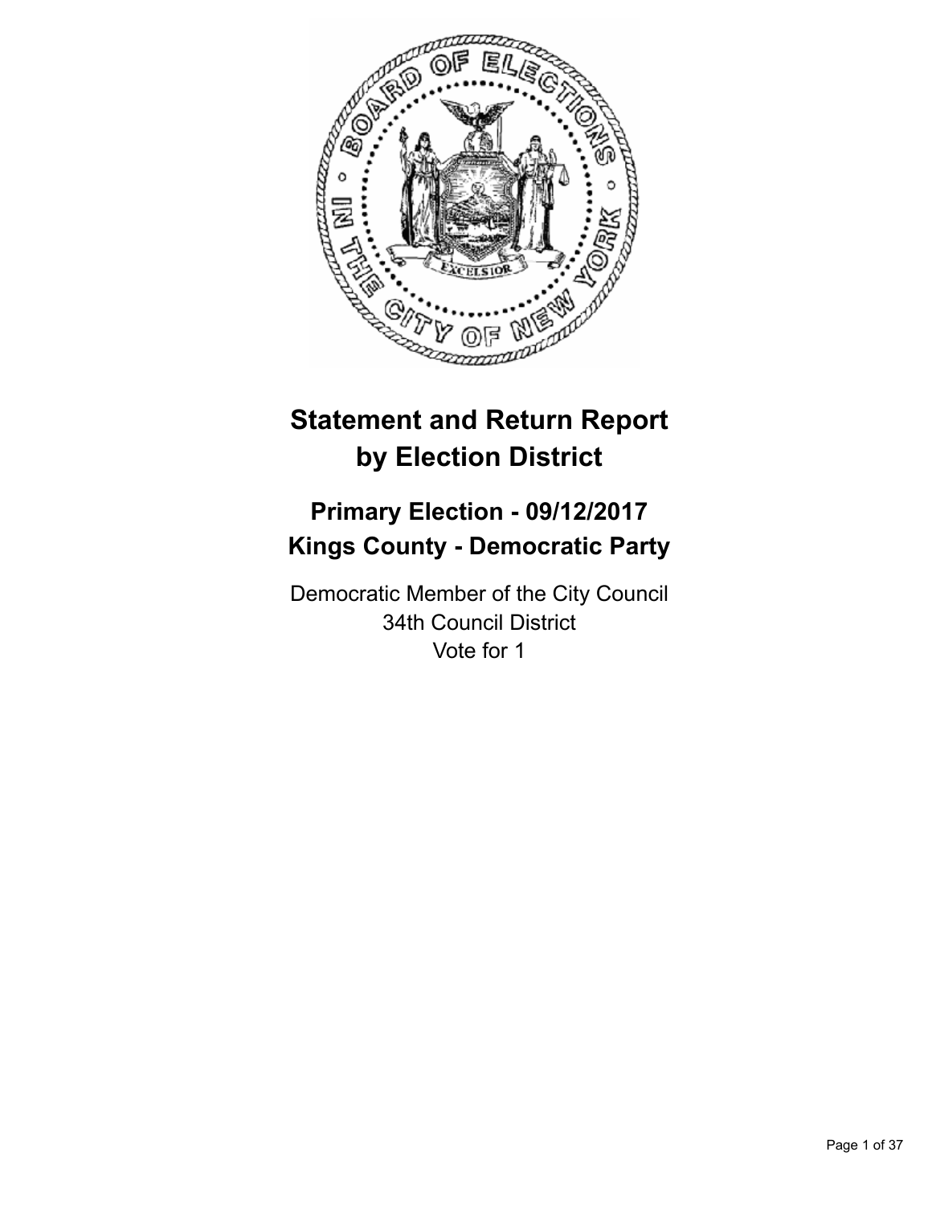# Statement and Return Report by Election District

## Primary Election - 09/12/2017
## Kings County - Democratic Party

Democratic Member of the City Council
34th Council District
Vote for 1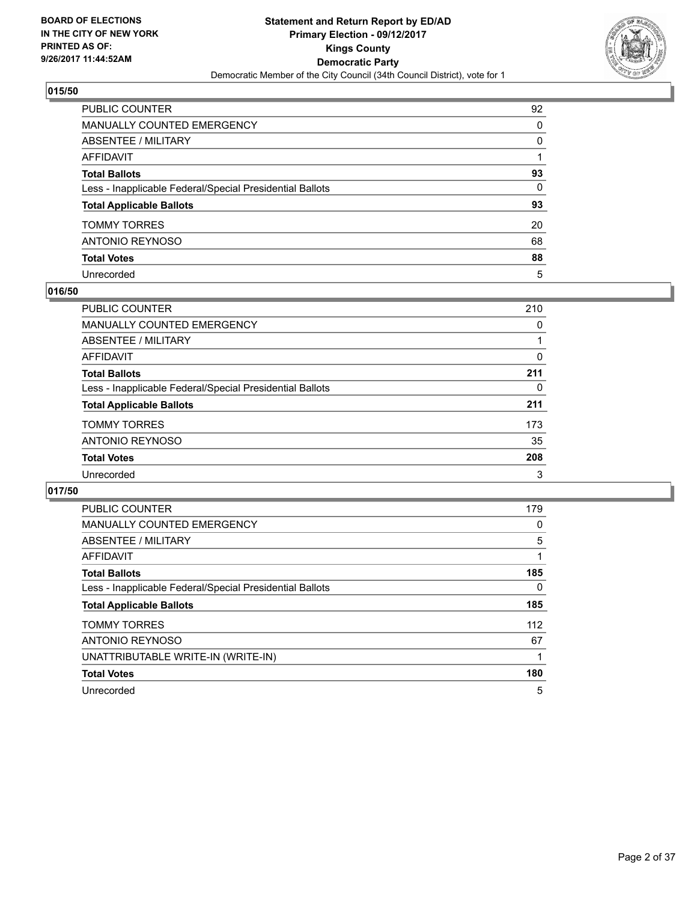**BOARD OF ELECTIONS IN THE CITY OF NEW YORK PRINTED AS OF: 9/26/2017 11:44:52AM**

**Statement and Return Report by ED/AD**
**Primary Election - 09/12/2017**
**Kings County**
**Democratic Party**
Democratic Member of the City Council (34th Council District), vote for 1

## 015/50

| | |
|---|---|
| PUBLIC COUNTER | 92 |
| MANUALLY COUNTED EMERGENCY | 0 |
| ABSENTEE / MILITARY | 0 |
| AFFIDAVIT | 1 |
| **Total Ballots** | **93** |
| Less - Inapplicable Federal/Special Presidential Ballots | 0 |
| **Total Applicable Ballots** | **93** |
| TOMMY TORRES | 20 |
| ANTONIO REYNOSO | 68 |
| **Total Votes** | **88** |
| Unrecorded | 5 |

## 016/50

| | |
|---|---|
| PUBLIC COUNTER | 210 |
| MANUALLY COUNTED EMERGENCY | 0 |
| ABSENTEE / MILITARY | 1 |
| AFFIDAVIT | 0 |
| **Total Ballots** | **211** |
| Less - Inapplicable Federal/Special Presidential Ballots | 0 |
| **Total Applicable Ballots** | **211** |
| TOMMY TORRES | 173 |
| ANTONIO REYNOSO | 35 |
| **Total Votes** | **208** |
| Unrecorded | 3 |

## 017/50

| | |
|---|---|
| PUBLIC COUNTER | 179 |
| MANUALLY COUNTED EMERGENCY | 0 |
| ABSENTEE / MILITARY | 5 |
| AFFIDAVIT | 1 |
| **Total Ballots** | **185** |
| Less - Inapplicable Federal/Special Presidential Ballots | 0 |
| **Total Applicable Ballots** | **185** |
| TOMMY TORRES | 112 |
| ANTONIO REYNOSO | 67 |
| UNATTRIBUTABLE WRITE-IN (WRITE-IN) | 1 |
| **Total Votes** | **180** |
| Unrecorded | 5 |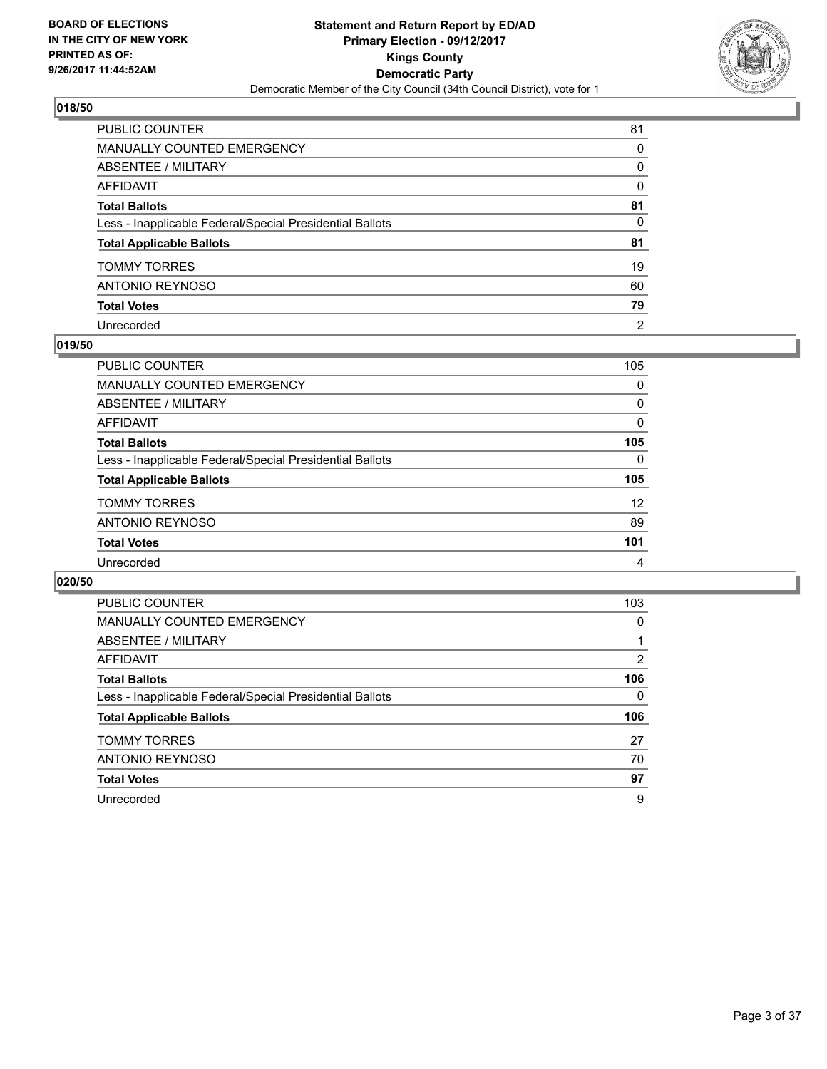## 018/50

| | |
|---|---|
| PUBLIC COUNTER | 81 |
| MANUALLY COUNTED EMERGENCY | 0 |
| ABSENTEE / MILITARY | 0 |
| AFFIDAVIT | 0 |
| **Total Ballots** | **81** |
| Less - Inapplicable Federal/Special Presidential Ballots | 0 |
| **Total Applicable Ballots** | **81** |
| TOMMY TORRES | 19 |
| ANTONIO REYNOSO | 60 |
| **Total Votes** | **79** |
| Unrecorded | 2 |

## 019/50

| | |
|---|---|
| PUBLIC COUNTER | 105 |
| MANUALLY COUNTED EMERGENCY | 0 |
| ABSENTEE / MILITARY | 0 |
| AFFIDAVIT | 0 |
| **Total Ballots** | **105** |
| Less - Inapplicable Federal/Special Presidential Ballots | 0 |
| **Total Applicable Ballots** | **105** |
| TOMMY TORRES | 12 |
| ANTONIO REYNOSO | 89 |
| **Total Votes** | **101** |
| Unrecorded | 4 |

## 020/50

| | |
|---|---|
| PUBLIC COUNTER | 103 |
| MANUALLY COUNTED EMERGENCY | 0 |
| ABSENTEE / MILITARY | 1 |
| AFFIDAVIT | 2 |
| **Total Ballots** | **106** |
| Less - Inapplicable Federal/Special Presidential Ballots | 0 |
| **Total Applicable Ballots** | **106** |
| TOMMY TORRES | 27 |
| ANTONIO REYNOSO | 70 |
| **Total Votes** | **97** |
| Unrecorded | 9 |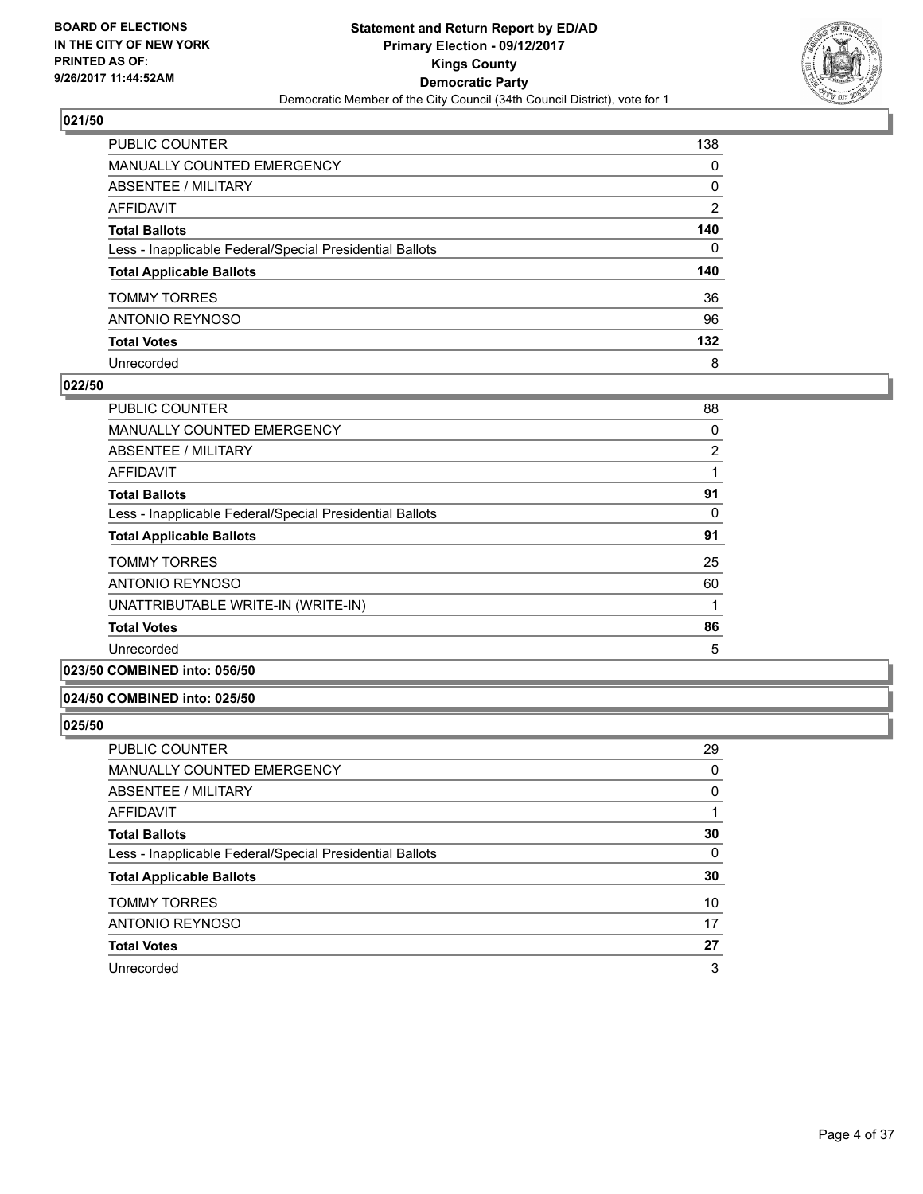**BOARD OF ELECTIONS IN THE CITY OF NEW YORK PRINTED AS OF: 9/26/2017 11:44:52AM**

**Statement and Return Report by ED/AD
Primary Election - 09/12/2017
Kings County
Democratic Party**
Democratic Member of the City Council (34th Council District), vote for 1

### 021/50

| | |
|---|---|
| PUBLIC COUNTER | 138 |
| MANUALLY COUNTED EMERGENCY | 0 |
| ABSENTEE / MILITARY | 0 |
| AFFIDAVIT | 2 |
| **Total Ballots** | **140** |
| Less - Inapplicable Federal/Special Presidential Ballots | 0 |
| **Total Applicable Ballots** | **140** |
| TOMMY TORRES | 36 |
| ANTONIO REYNOSO | 96 |
| **Total Votes** | **132** |
| Unrecorded | 8 |

### 022/50

| | |
|---|---|
| PUBLIC COUNTER | 88 |
| MANUALLY COUNTED EMERGENCY | 0 |
| ABSENTEE / MILITARY | 2 |
| AFFIDAVIT | 1 |
| **Total Ballots** | **91** |
| Less - Inapplicable Federal/Special Presidential Ballots | 0 |
| **Total Applicable Ballots** | **91** |
| TOMMY TORRES | 25 |
| ANTONIO REYNOSO | 60 |
| UNATTRIBUTABLE WRITE-IN (WRITE-IN) | 1 |
| **Total Votes** | **86** |
| Unrecorded | 5 |

### 023/50 COMBINED into: 056/50

### 024/50 COMBINED into: 025/50

### 025/50

| | |
|---|---|
| PUBLIC COUNTER | 29 |
| MANUALLY COUNTED EMERGENCY | 0 |
| ABSENTEE / MILITARY | 0 |
| AFFIDAVIT | 1 |
| **Total Ballots** | **30** |
| Less - Inapplicable Federal/Special Presidential Ballots | 0 |
| **Total Applicable Ballots** | **30** |
| TOMMY TORRES | 10 |
| ANTONIO REYNOSO | 17 |
| **Total Votes** | **27** |
| Unrecorded | 3 |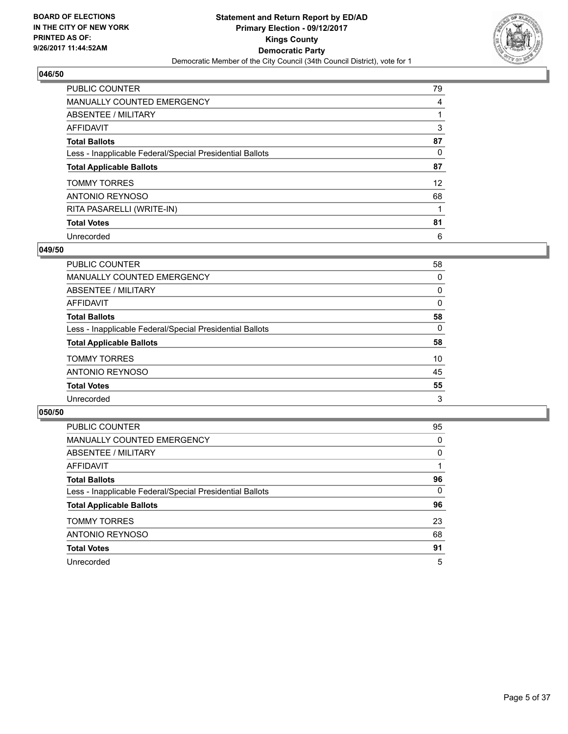BOARD OF ELECTIONS
IN THE CITY OF NEW YORK
PRINTED AS OF:
9/26/2017 11:44:52AM

**Statement and Return Report by ED/AD**
**Primary Election - 09/12/2017**
**Kings County**
**Democratic Party**
Democratic Member of the City Council (34th Council District), vote for 1

## 046/50

| | |
|---|---|
| PUBLIC COUNTER | 79 |
| MANUALLY COUNTED EMERGENCY | 4 |
| ABSENTEE / MILITARY | 1 |
| AFFIDAVIT | 3 |
| **Total Ballots** | **87** |
| Less - Inapplicable Federal/Special Presidential Ballots | 0 |
| **Total Applicable Ballots** | **87** |
| TOMMY TORRES | 12 |
| ANTONIO REYNOSO | 68 |
| RITA PASARELLI (WRITE-IN) | 1 |
| **Total Votes** | **81** |
| Unrecorded | 6 |

## 049/50

| | |
|---|---|
| PUBLIC COUNTER | 58 |
| MANUALLY COUNTED EMERGENCY | 0 |
| ABSENTEE / MILITARY | 0 |
| AFFIDAVIT | 0 |
| **Total Ballots** | **58** |
| Less - Inapplicable Federal/Special Presidential Ballots | 0 |
| **Total Applicable Ballots** | **58** |
| TOMMY TORRES | 10 |
| ANTONIO REYNOSO | 45 |
| **Total Votes** | **55** |
| Unrecorded | 3 |

## 050/50

| | |
|---|---|
| PUBLIC COUNTER | 95 |
| MANUALLY COUNTED EMERGENCY | 0 |
| ABSENTEE / MILITARY | 0 |
| AFFIDAVIT | 1 |
| **Total Ballots** | **96** |
| Less - Inapplicable Federal/Special Presidential Ballots | 0 |
| **Total Applicable Ballots** | **96** |
| TOMMY TORRES | 23 |
| ANTONIO REYNOSO | 68 |
| **Total Votes** | **91** |
| Unrecorded | 5 |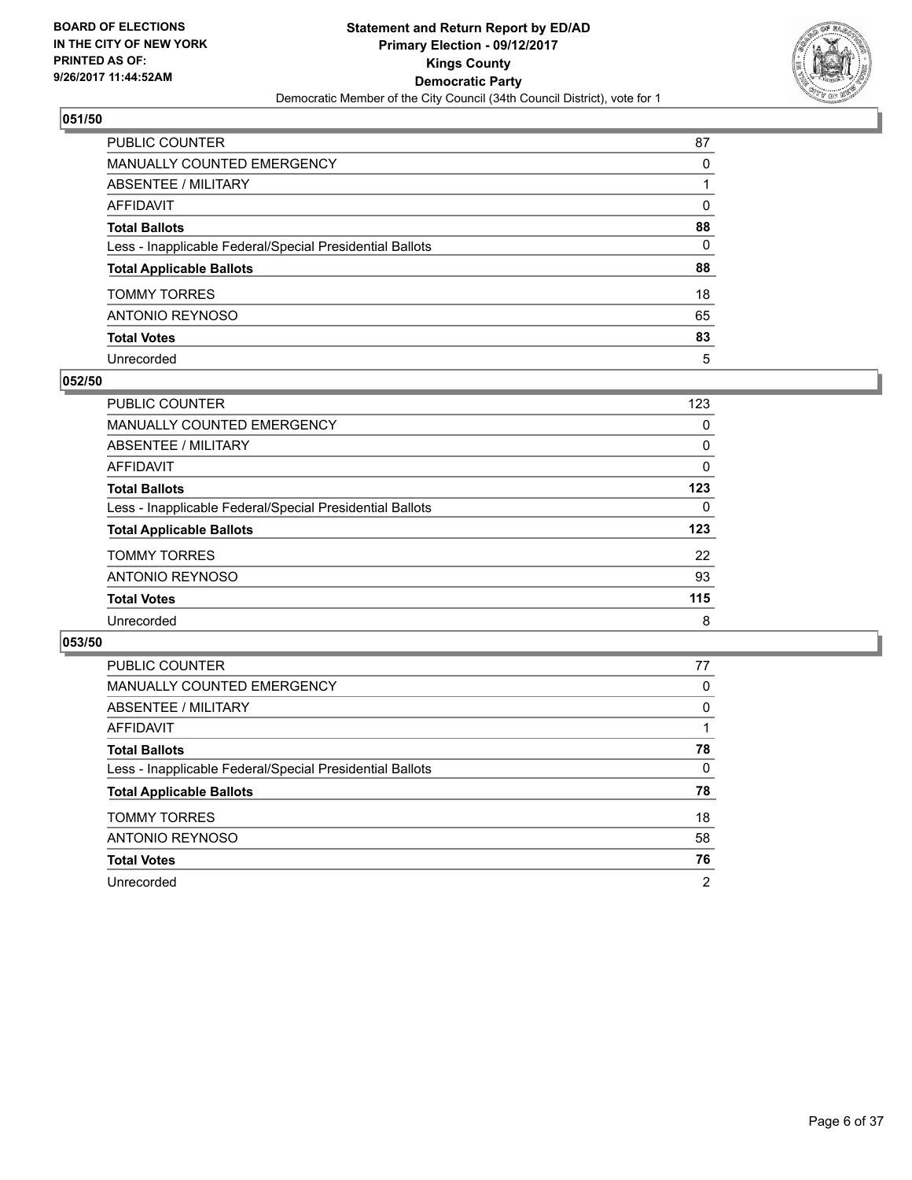**BOARD OF ELECTIONS IN THE CITY OF NEW YORK PRINTED AS OF: 9/26/2017 11:44:52AM**

**Statement and Return Report by ED/AD**
**Primary Election - 09/12/2017**
**Kings County**
**Democratic Party**
Democratic Member of the City Council (34th Council District), vote for 1

## 051/50

| | |
|---|---|
| PUBLIC COUNTER | 87 |
| MANUALLY COUNTED EMERGENCY | 0 |
| ABSENTEE / MILITARY | 1 |
| AFFIDAVIT | 0 |
| **Total Ballots** | **88** |
| Less - Inapplicable Federal/Special Presidential Ballots | 0 |
| **Total Applicable Ballots** | **88** |
| TOMMY TORRES | 18 |
| ANTONIO REYNOSO | 65 |
| **Total Votes** | **83** |
| Unrecorded | 5 |

## 052/50

| | |
|---|---|
| PUBLIC COUNTER | 123 |
| MANUALLY COUNTED EMERGENCY | 0 |
| ABSENTEE / MILITARY | 0 |
| AFFIDAVIT | 0 |
| **Total Ballots** | **123** |
| Less - Inapplicable Federal/Special Presidential Ballots | 0 |
| **Total Applicable Ballots** | **123** |
| TOMMY TORRES | 22 |
| ANTONIO REYNOSO | 93 |
| **Total Votes** | **115** |
| Unrecorded | 8 |

## 053/50

| | |
|---|---|
| PUBLIC COUNTER | 77 |
| MANUALLY COUNTED EMERGENCY | 0 |
| ABSENTEE / MILITARY | 0 |
| AFFIDAVIT | 1 |
| **Total Ballots** | **78** |
| Less - Inapplicable Federal/Special Presidential Ballots | 0 |
| **Total Applicable Ballots** | **78** |
| TOMMY TORRES | 18 |
| ANTONIO REYNOSO | 58 |
| **Total Votes** | **76** |
| Unrecorded | 2 |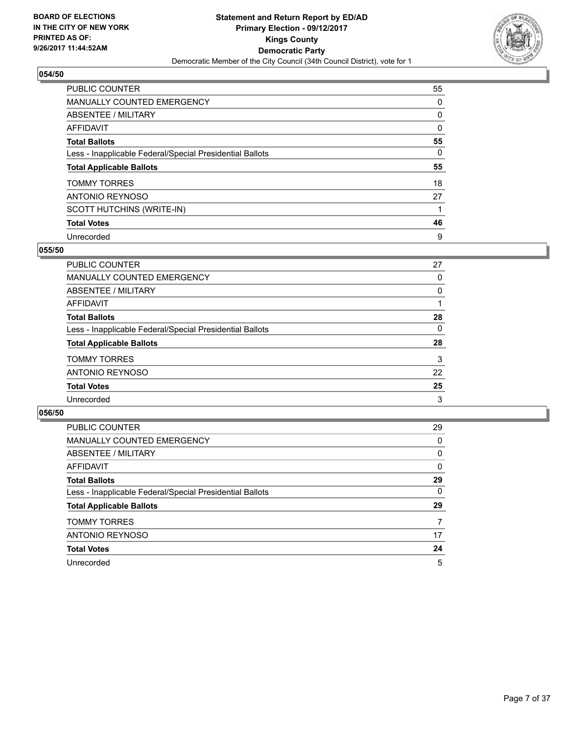BOARD OF ELECTIONS
IN THE CITY OF NEW YORK
PRINTED AS OF:
9/26/2017 11:44:52AM

**Statement and Return Report by ED/AD**
**Primary Election - 09/12/2017**
**Kings County**
**Democratic Party**
Democratic Member of the City Council (34th Council District), vote for 1

## 054/50

| | |
|---|---|
| PUBLIC COUNTER | 55 |
| MANUALLY COUNTED EMERGENCY | 0 |
| ABSENTEE / MILITARY | 0 |
| AFFIDAVIT | 0 |
| **Total Ballots** | **55** |
| Less - Inapplicable Federal/Special Presidential Ballots | 0 |
| **Total Applicable Ballots** | **55** |
| TOMMY TORRES | 18 |
| ANTONIO REYNOSO | 27 |
| SCOTT HUTCHINS (WRITE-IN) | 1 |
| **Total Votes** | **46** |
| Unrecorded | 9 |

## 055/50

| | |
|---|---|
| PUBLIC COUNTER | 27 |
| MANUALLY COUNTED EMERGENCY | 0 |
| ABSENTEE / MILITARY | 0 |
| AFFIDAVIT | 1 |
| **Total Ballots** | **28** |
| Less - Inapplicable Federal/Special Presidential Ballots | 0 |
| **Total Applicable Ballots** | **28** |
| TOMMY TORRES | 3 |
| ANTONIO REYNOSO | 22 |
| **Total Votes** | **25** |
| Unrecorded | 3 |

## 056/50

| | |
|---|---|
| PUBLIC COUNTER | 29 |
| MANUALLY COUNTED EMERGENCY | 0 |
| ABSENTEE / MILITARY | 0 |
| AFFIDAVIT | 0 |
| **Total Ballots** | **29** |
| Less - Inapplicable Federal/Special Presidential Ballots | 0 |
| **Total Applicable Ballots** | **29** |
| TOMMY TORRES | 7 |
| ANTONIO REYNOSO | 17 |
| **Total Votes** | **24** |
| Unrecorded | 5 |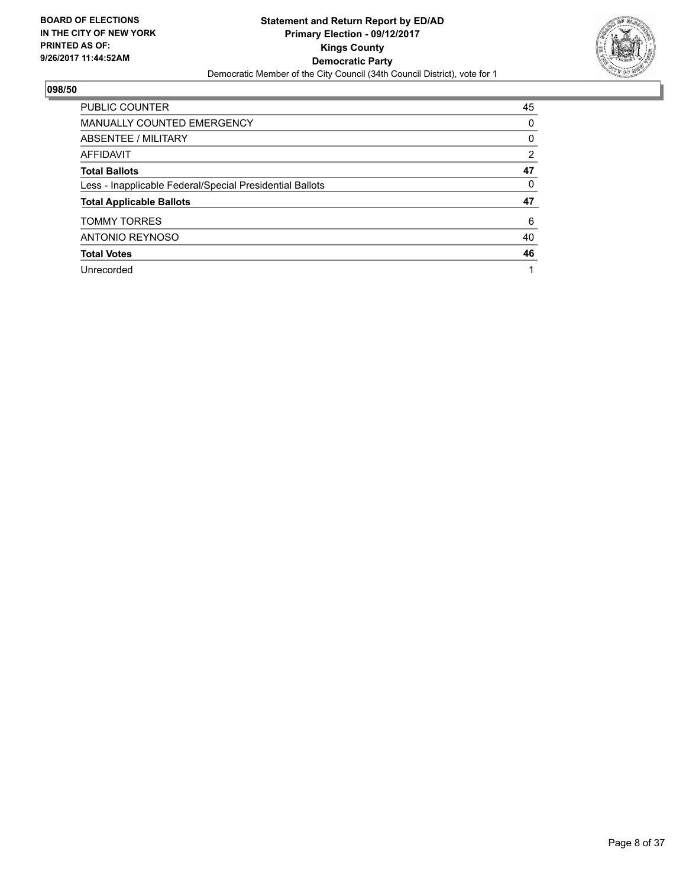BOARD OF ELECTIONS
IN THE CITY OF NEW YORK
PRINTED AS OF:
9/26/2017 11:44:52AM

**Statement and Return Report by ED/AD**
**Primary Election - 09/12/2017**
**Kings County**
**Democratic Party**
Democratic Member of the City Council (34th Council District), vote for 1

## 098/50

| | |
|---|---|
| PUBLIC COUNTER | 45 |
| MANUALLY COUNTED EMERGENCY | 0 |
| ABSENTEE / MILITARY | 0 |
| AFFIDAVIT | 2 |
| **Total Ballots** | **47** |
| Less - Inapplicable Federal/Special Presidential Ballots | 0 |
| **Total Applicable Ballots** | **47** |
| TOMMY TORRES | 6 |
| ANTONIO REYNOSO | 40 |
| **Total Votes** | **46** |
| Unrecorded | 1 |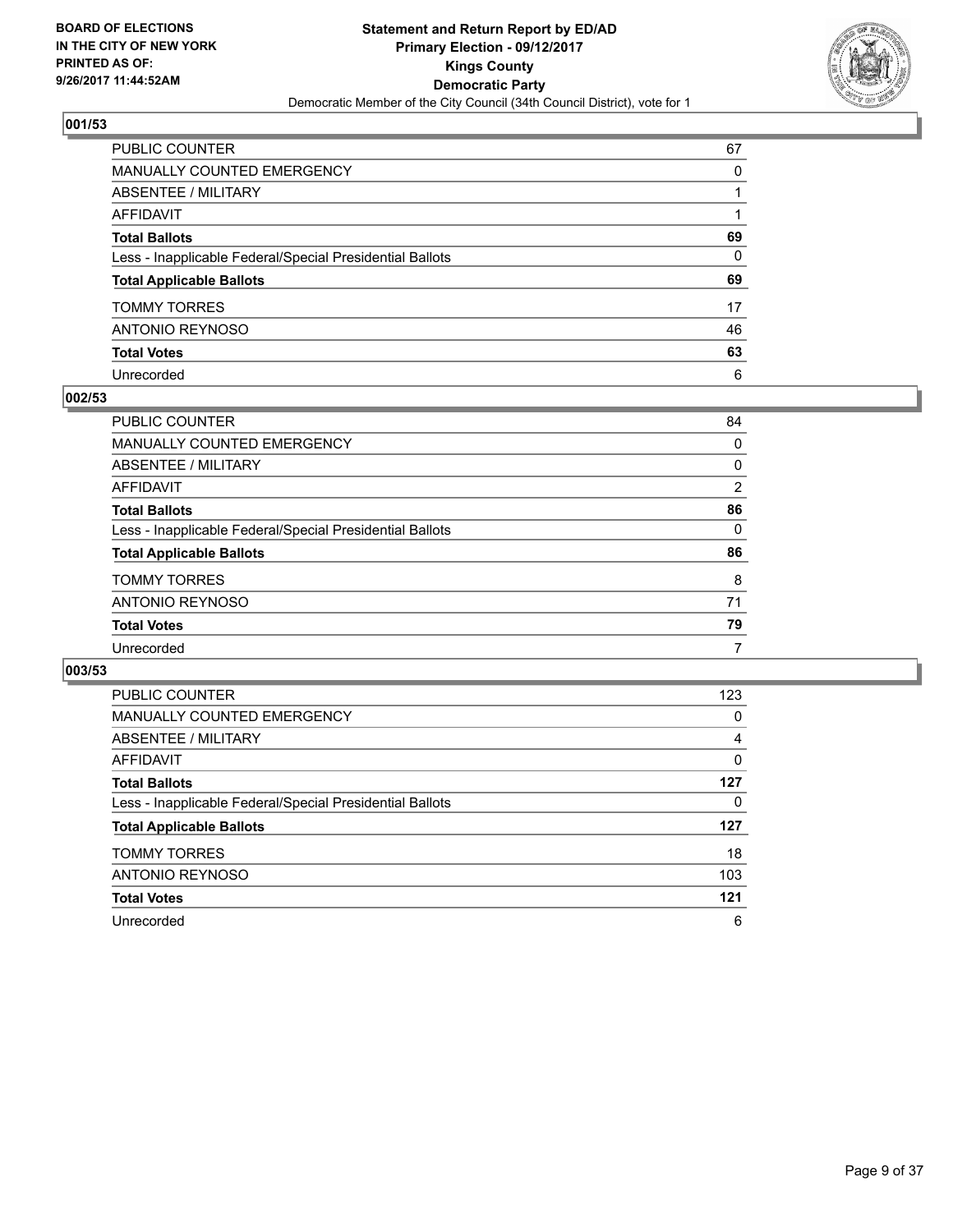BOARD OF ELECTIONS
IN THE CITY OF NEW YORK
PRINTED AS OF:
9/26/2017 11:44:52AM

**Statement and Return Report by ED/AD**
**Primary Election - 09/12/2017**
**Kings County**
**Democratic Party**
Democratic Member of the City Council (34th Council District), vote for 1

## 001/53

| | |
|---|---|
| PUBLIC COUNTER | 67 |
| MANUALLY COUNTED EMERGENCY | 0 |
| ABSENTEE / MILITARY | 1 |
| AFFIDAVIT | 1 |
| **Total Ballots** | **69** |
| Less - Inapplicable Federal/Special Presidential Ballots | 0 |
| **Total Applicable Ballots** | **69** |
| TOMMY TORRES | 17 |
| ANTONIO REYNOSO | 46 |
| **Total Votes** | **63** |
| Unrecorded | 6 |

## 002/53

| | |
|---|---|
| PUBLIC COUNTER | 84 |
| MANUALLY COUNTED EMERGENCY | 0 |
| ABSENTEE / MILITARY | 0 |
| AFFIDAVIT | 2 |
| **Total Ballots** | **86** |
| Less - Inapplicable Federal/Special Presidential Ballots | 0 |
| **Total Applicable Ballots** | **86** |
| TOMMY TORRES | 8 |
| ANTONIO REYNOSO | 71 |
| **Total Votes** | **79** |
| Unrecorded | 7 |

## 003/53

| | |
|---|---|
| PUBLIC COUNTER | 123 |
| MANUALLY COUNTED EMERGENCY | 0 |
| ABSENTEE / MILITARY | 4 |
| AFFIDAVIT | 0 |
| **Total Ballots** | **127** |
| Less - Inapplicable Federal/Special Presidential Ballots | 0 |
| **Total Applicable Ballots** | **127** |
| TOMMY TORRES | 18 |
| ANTONIO REYNOSO | 103 |
| **Total Votes** | **121** |
| Unrecorded | 6 |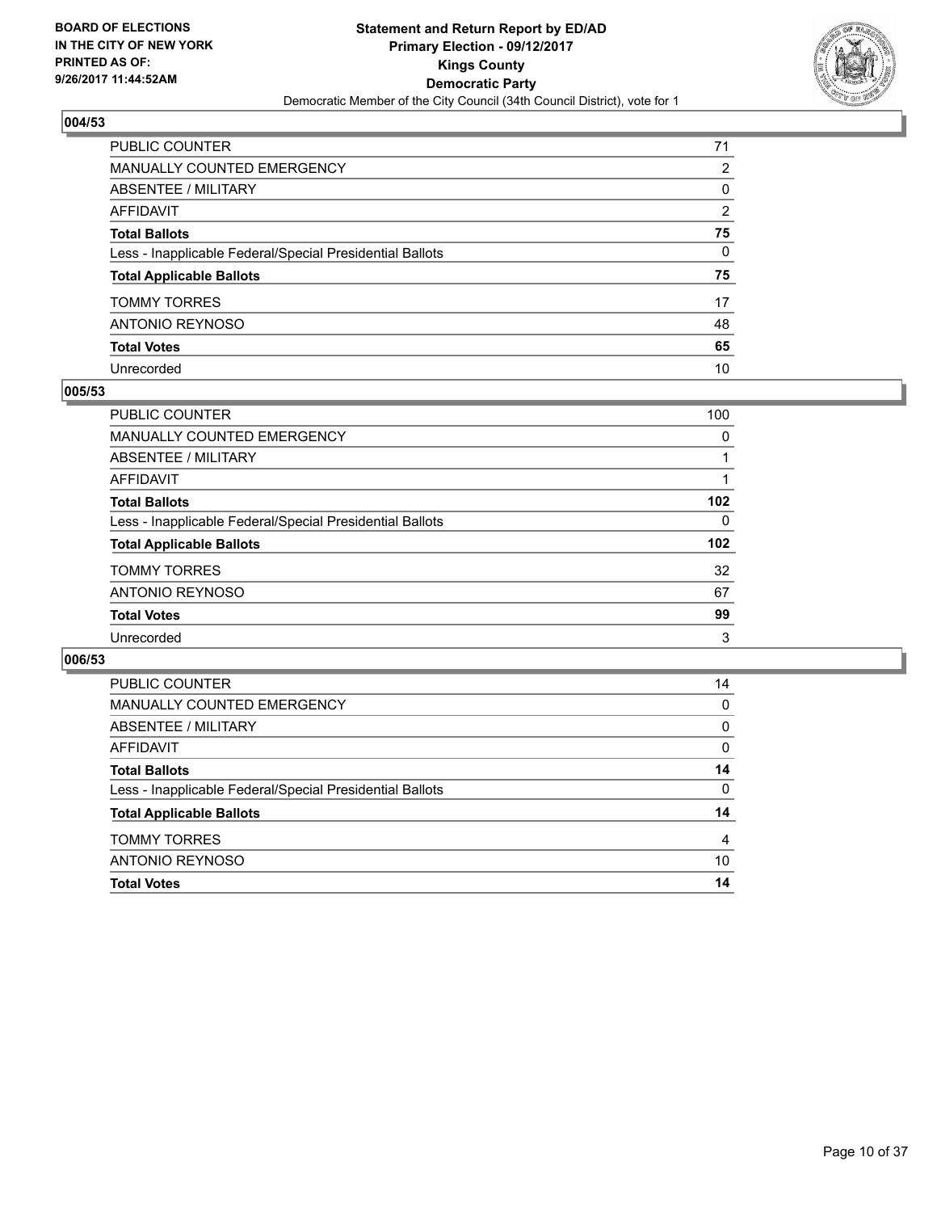BOARD OF ELECTIONS
IN THE CITY OF NEW YORK
PRINTED AS OF:
9/26/2017 11:44:52AM

**Statement and Return Report by ED/AD**
**Primary Election - 09/12/2017**
**Kings County**
**Democratic Party**
Democratic Member of the City Council (34th Council District), vote for 1

### 004/53

| | |
|---|---|
| PUBLIC COUNTER | 71 |
| MANUALLY COUNTED EMERGENCY | 2 |
| ABSENTEE / MILITARY | 0 |
| AFFIDAVIT | 2 |
| **Total Ballots** | **75** |
| Less - Inapplicable Federal/Special Presidential Ballots | 0 |
| **Total Applicable Ballots** | **75** |
| TOMMY TORRES | 17 |
| ANTONIO REYNOSO | 48 |
| **Total Votes** | **65** |
| Unrecorded | 10 |

### 005/53

| | |
|---|---|
| PUBLIC COUNTER | 100 |
| MANUALLY COUNTED EMERGENCY | 0 |
| ABSENTEE / MILITARY | 1 |
| AFFIDAVIT | 1 |
| **Total Ballots** | **102** |
| Less - Inapplicable Federal/Special Presidential Ballots | 0 |
| **Total Applicable Ballots** | **102** |
| TOMMY TORRES | 32 |
| ANTONIO REYNOSO | 67 |
| **Total Votes** | **99** |
| Unrecorded | 3 |

### 006/53

| | |
|---|---|
| PUBLIC COUNTER | 14 |
| MANUALLY COUNTED EMERGENCY | 0 |
| ABSENTEE / MILITARY | 0 |
| AFFIDAVIT | 0 |
| **Total Ballots** | **14** |
| Less - Inapplicable Federal/Special Presidential Ballots | 0 |
| **Total Applicable Ballots** | **14** |
| TOMMY TORRES | 4 |
| ANTONIO REYNOSO | 10 |
| **Total Votes** | **14** |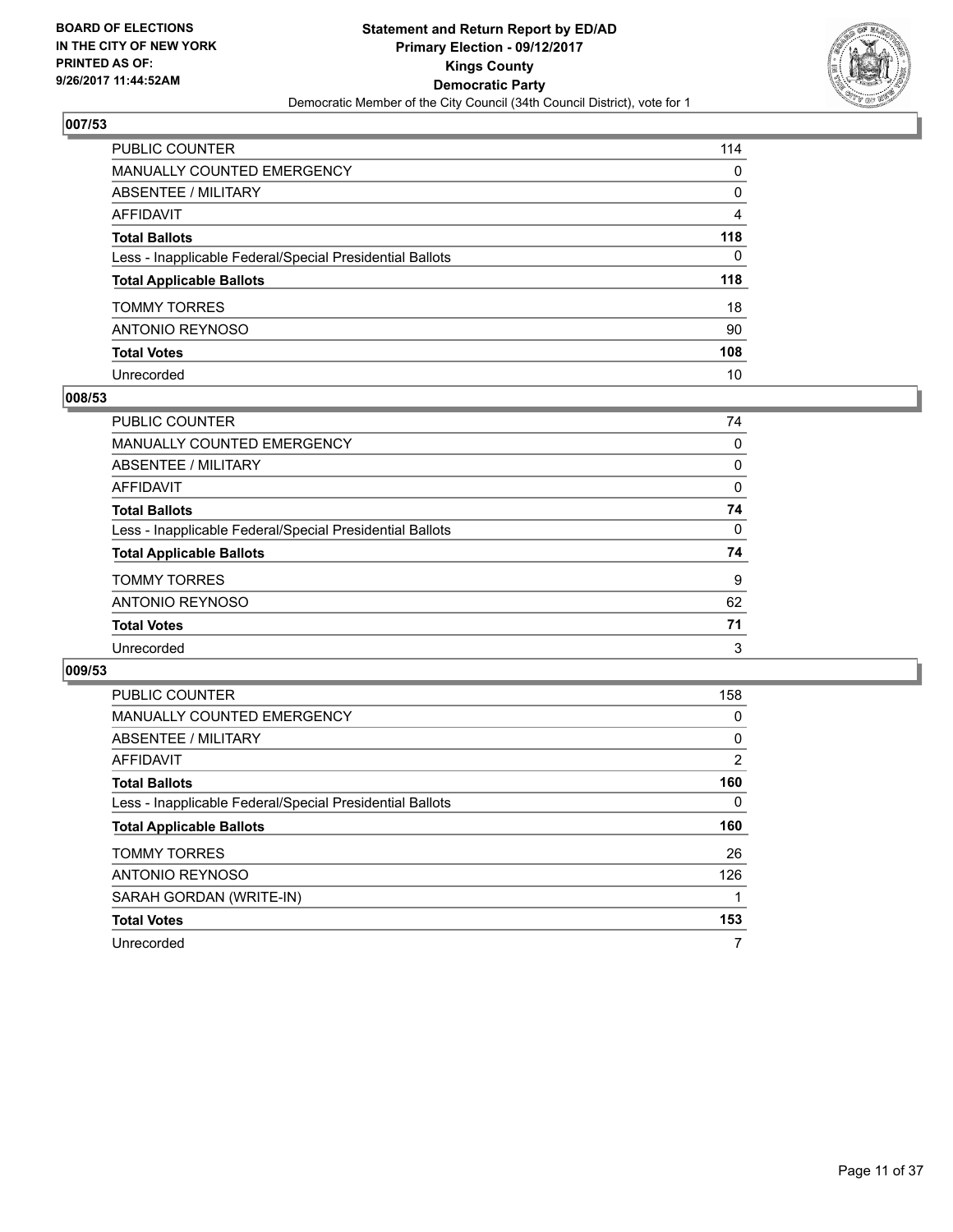**BOARD OF ELECTIONS IN THE CITY OF NEW YORK PRINTED AS OF: 9/26/2017 11:44:52AM**

**Statement and Return Report by ED/AD**
**Primary Election - 09/12/2017**
**Kings County**
**Democratic Party**
Democratic Member of the City Council (34th Council District), vote for 1

## 007/53

| | |
|---|---|
| PUBLIC COUNTER | 114 |
| MANUALLY COUNTED EMERGENCY | 0 |
| ABSENTEE / MILITARY | 0 |
| AFFIDAVIT | 4 |
| **Total Ballots** | **118** |
| Less - Inapplicable Federal/Special Presidential Ballots | 0 |
| **Total Applicable Ballots** | **118** |
| TOMMY TORRES | 18 |
| ANTONIO REYNOSO | 90 |
| **Total Votes** | **108** |
| Unrecorded | 10 |

## 008/53

| | |
|---|---|
| PUBLIC COUNTER | 74 |
| MANUALLY COUNTED EMERGENCY | 0 |
| ABSENTEE / MILITARY | 0 |
| AFFIDAVIT | 0 |
| **Total Ballots** | **74** |
| Less - Inapplicable Federal/Special Presidential Ballots | 0 |
| **Total Applicable Ballots** | **74** |
| TOMMY TORRES | 9 |
| ANTONIO REYNOSO | 62 |
| **Total Votes** | **71** |
| Unrecorded | 3 |

## 009/53

| | |
|---|---|
| PUBLIC COUNTER | 158 |
| MANUALLY COUNTED EMERGENCY | 0 |
| ABSENTEE / MILITARY | 0 |
| AFFIDAVIT | 2 |
| **Total Ballots** | **160** |
| Less - Inapplicable Federal/Special Presidential Ballots | 0 |
| **Total Applicable Ballots** | **160** |
| TOMMY TORRES | 26 |
| ANTONIO REYNOSO | 126 |
| SARAH GORDAN (WRITE-IN) | 1 |
| **Total Votes** | **153** |
| Unrecorded | 7 |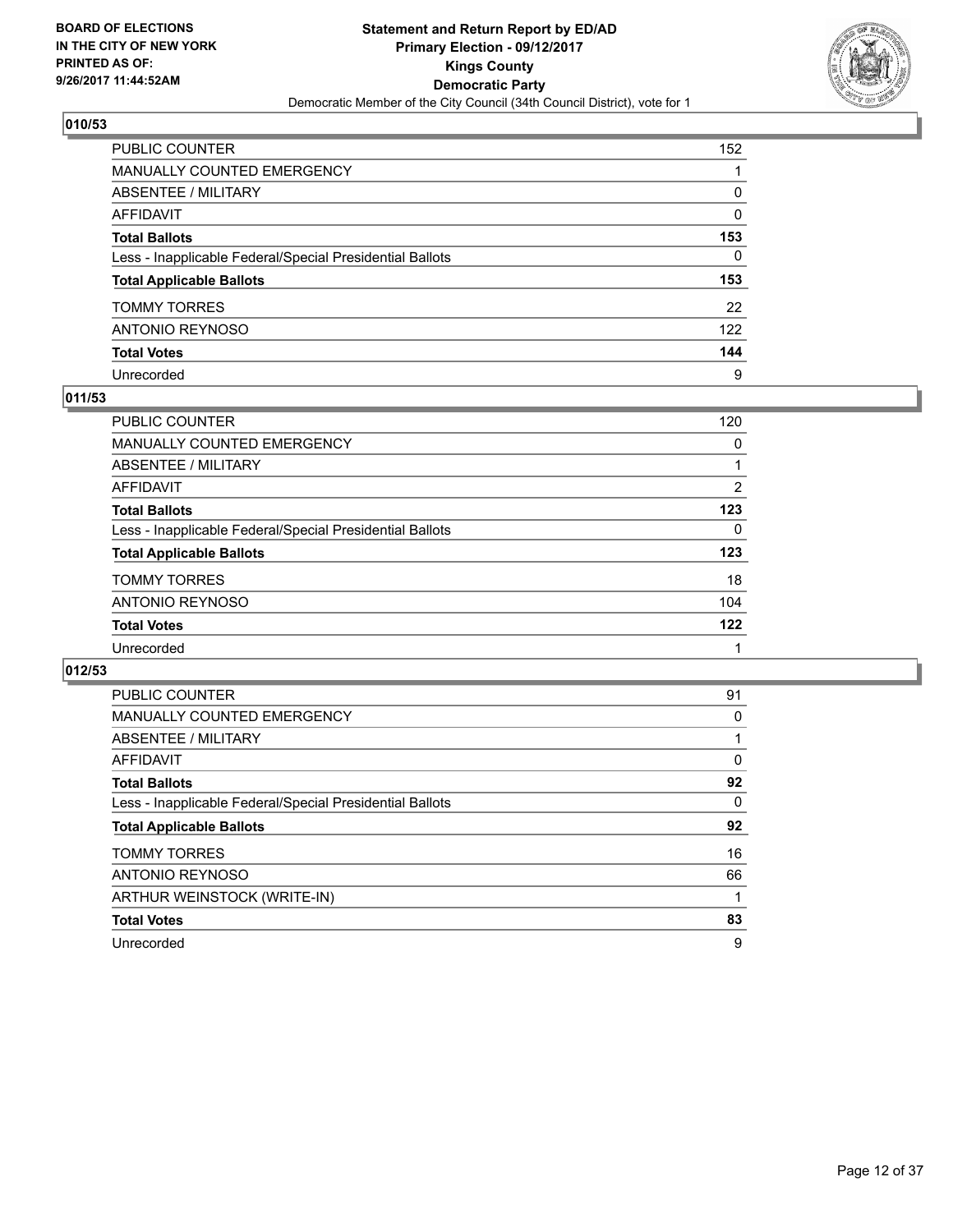BOARD OF ELECTIONS
IN THE CITY OF NEW YORK
PRINTED AS OF:
9/26/2017 11:44:52AM

**Statement and Return Report by ED/AD**
**Primary Election - 09/12/2017**
**Kings County**
**Democratic Party**
Democratic Member of the City Council (34th Council District), vote for 1

### 010/53

| | |
|---|---|
| PUBLIC COUNTER | 152 |
| MANUALLY COUNTED EMERGENCY | 1 |
| ABSENTEE / MILITARY | 0 |
| AFFIDAVIT | 0 |
| **Total Ballots** | **153** |
| Less - Inapplicable Federal/Special Presidential Ballots | 0 |
| **Total Applicable Ballots** | **153** |
| TOMMY TORRES | 22 |
| ANTONIO REYNOSO | 122 |
| **Total Votes** | **144** |
| Unrecorded | 9 |

### 011/53

| | |
|---|---|
| PUBLIC COUNTER | 120 |
| MANUALLY COUNTED EMERGENCY | 0 |
| ABSENTEE / MILITARY | 1 |
| AFFIDAVIT | 2 |
| **Total Ballots** | **123** |
| Less - Inapplicable Federal/Special Presidential Ballots | 0 |
| **Total Applicable Ballots** | **123** |
| TOMMY TORRES | 18 |
| ANTONIO REYNOSO | 104 |
| **Total Votes** | **122** |
| Unrecorded | 1 |

### 012/53

| | |
|---|---|
| PUBLIC COUNTER | 91 |
| MANUALLY COUNTED EMERGENCY | 0 |
| ABSENTEE / MILITARY | 1 |
| AFFIDAVIT | 0 |
| **Total Ballots** | **92** |
| Less - Inapplicable Federal/Special Presidential Ballots | 0 |
| **Total Applicable Ballots** | **92** |
| TOMMY TORRES | 16 |
| ANTONIO REYNOSO | 66 |
| ARTHUR WEINSTOCK (WRITE-IN) | 1 |
| **Total Votes** | **83** |
| Unrecorded | 9 |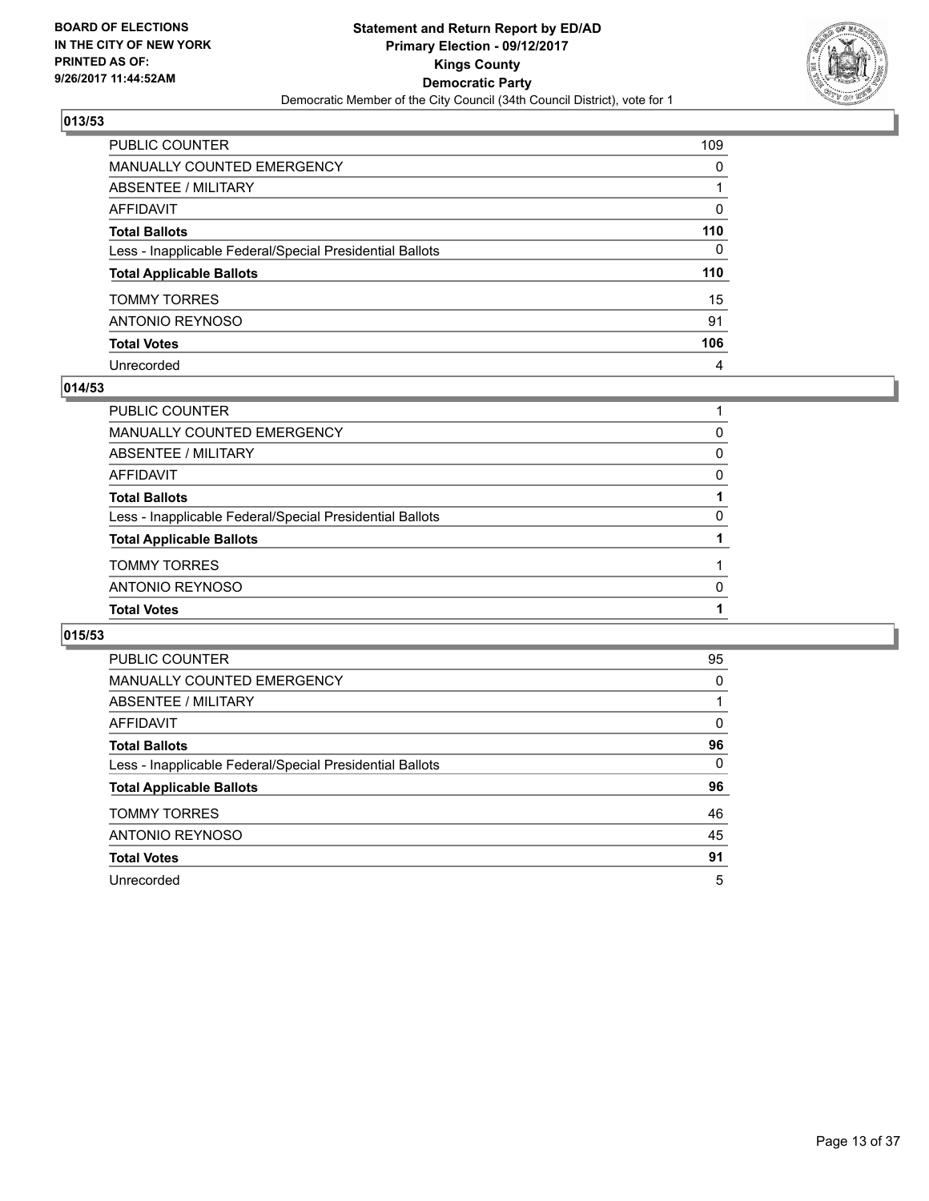**BOARD OF ELECTIONS IN THE CITY OF NEW YORK PRINTED AS OF: 9/26/2017 11:44:52AM**

**Statement and Return Report by ED/AD**
**Primary Election - 09/12/2017**
**Kings County**
**Democratic Party**
Democratic Member of the City Council (34th Council District), vote for 1

## 013/53

| | |
|---|---|
| PUBLIC COUNTER | 109 |
| MANUALLY COUNTED EMERGENCY | 0 |
| ABSENTEE / MILITARY | 1 |
| AFFIDAVIT | 0 |
| **Total Ballots** | **110** |
| Less - Inapplicable Federal/Special Presidential Ballots | 0 |
| **Total Applicable Ballots** | **110** |
| TOMMY TORRES | 15 |
| ANTONIO REYNOSO | 91 |
| **Total Votes** | **106** |
| Unrecorded | 4 |

## 014/53

| | |
|---|---|
| PUBLIC COUNTER | 1 |
| MANUALLY COUNTED EMERGENCY | 0 |
| ABSENTEE / MILITARY | 0 |
| AFFIDAVIT | 0 |
| **Total Ballots** | **1** |
| Less - Inapplicable Federal/Special Presidential Ballots | 0 |
| **Total Applicable Ballots** | **1** |
| TOMMY TORRES | 1 |
| ANTONIO REYNOSO | 0 |
| **Total Votes** | **1** |

## 015/53

| | |
|---|---|
| PUBLIC COUNTER | 95 |
| MANUALLY COUNTED EMERGENCY | 0 |
| ABSENTEE / MILITARY | 1 |
| AFFIDAVIT | 0 |
| **Total Ballots** | **96** |
| Less - Inapplicable Federal/Special Presidential Ballots | 0 |
| **Total Applicable Ballots** | **96** |
| TOMMY TORRES | 46 |
| ANTONIO REYNOSO | 45 |
| **Total Votes** | **91** |
| Unrecorded | 5 |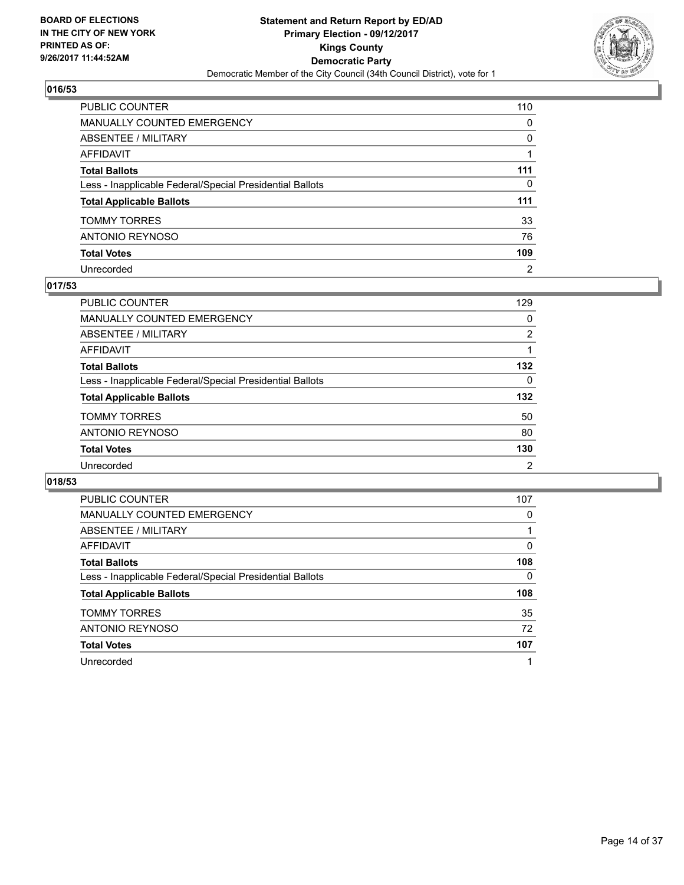**BOARD OF ELECTIONS IN THE CITY OF NEW YORK PRINTED AS OF: 9/26/2017 11:44:52AM**

**Statement and Return Report by ED/AD**
**Primary Election - 09/12/2017**
**Kings County**
**Democratic Party**
Democratic Member of the City Council (34th Council District), vote for 1

## 016/53

| | |
|---|---|
| PUBLIC COUNTER | 110 |
| MANUALLY COUNTED EMERGENCY | 0 |
| ABSENTEE / MILITARY | 0 |
| AFFIDAVIT | 1 |
| **Total Ballots** | **111** |
| Less - Inapplicable Federal/Special Presidential Ballots | 0 |
| **Total Applicable Ballots** | **111** |
| TOMMY TORRES | 33 |
| ANTONIO REYNOSO | 76 |
| **Total Votes** | **109** |
| Unrecorded | 2 |

## 017/53

| | |
|---|---|
| PUBLIC COUNTER | 129 |
| MANUALLY COUNTED EMERGENCY | 0 |
| ABSENTEE / MILITARY | 2 |
| AFFIDAVIT | 1 |
| **Total Ballots** | **132** |
| Less - Inapplicable Federal/Special Presidential Ballots | 0 |
| **Total Applicable Ballots** | **132** |
| TOMMY TORRES | 50 |
| ANTONIO REYNOSO | 80 |
| **Total Votes** | **130** |
| Unrecorded | 2 |

## 018/53

| | |
|---|---|
| PUBLIC COUNTER | 107 |
| MANUALLY COUNTED EMERGENCY | 0 |
| ABSENTEE / MILITARY | 1 |
| AFFIDAVIT | 0 |
| **Total Ballots** | **108** |
| Less - Inapplicable Federal/Special Presidential Ballots | 0 |
| **Total Applicable Ballots** | **108** |
| TOMMY TORRES | 35 |
| ANTONIO REYNOSO | 72 |
| **Total Votes** | **107** |
| Unrecorded | 1 |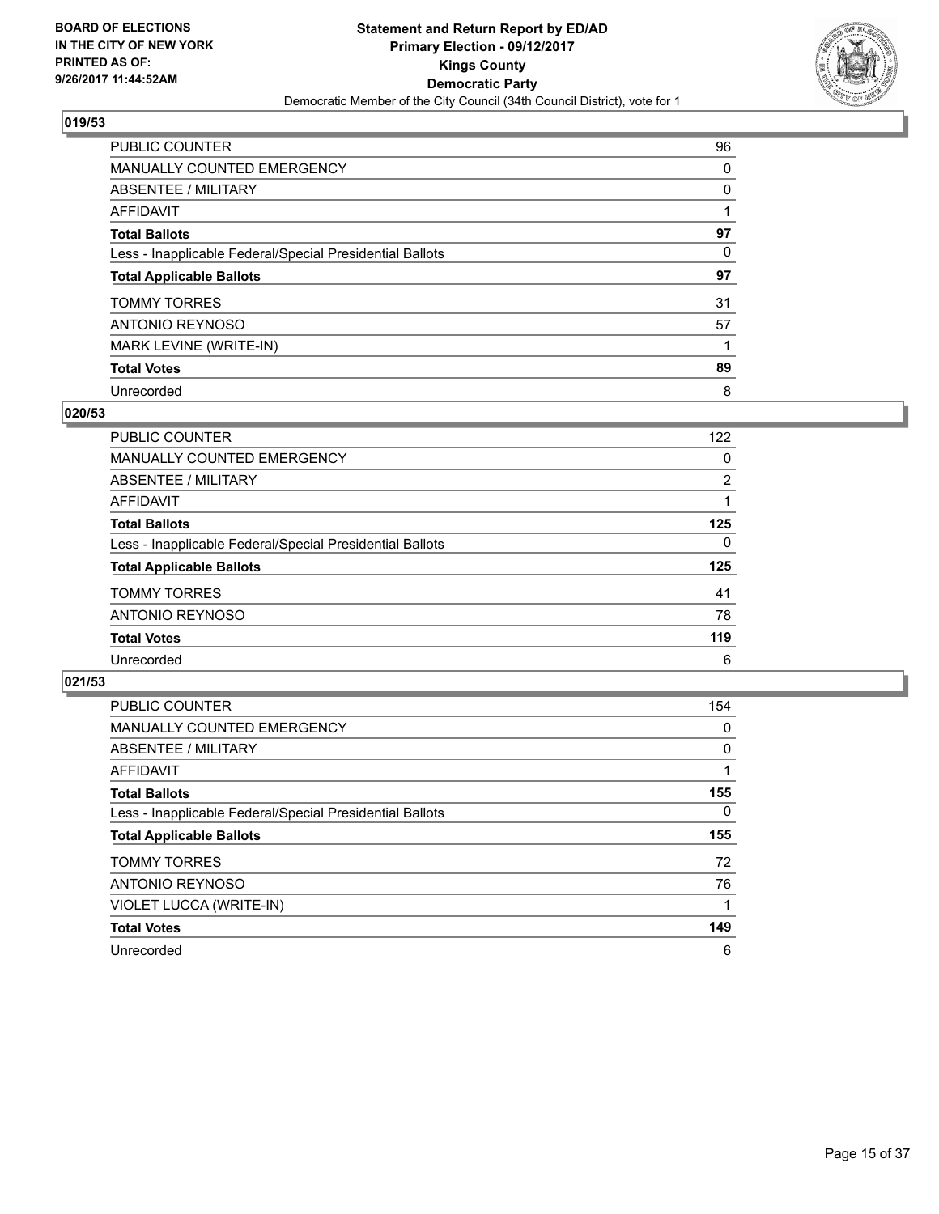## 019/53

| | |
|---|---|
| PUBLIC COUNTER | 96 |
| MANUALLY COUNTED EMERGENCY | 0 |
| ABSENTEE / MILITARY | 0 |
| AFFIDAVIT | 1 |
| **Total Ballots** | **97** |
| Less - Inapplicable Federal/Special Presidential Ballots | 0 |
| **Total Applicable Ballots** | **97** |
| TOMMY TORRES | 31 |
| ANTONIO REYNOSO | 57 |
| MARK LEVINE (WRITE-IN) | 1 |
| **Total Votes** | **89** |
| Unrecorded | 8 |

## 020/53

| | |
|---|---|
| PUBLIC COUNTER | 122 |
| MANUALLY COUNTED EMERGENCY | 0 |
| ABSENTEE / MILITARY | 2 |
| AFFIDAVIT | 1 |
| **Total Ballots** | **125** |
| Less - Inapplicable Federal/Special Presidential Ballots | 0 |
| **Total Applicable Ballots** | **125** |
| TOMMY TORRES | 41 |
| ANTONIO REYNOSO | 78 |
| **Total Votes** | **119** |
| Unrecorded | 6 |

## 021/53

| | |
|---|---|
| PUBLIC COUNTER | 154 |
| MANUALLY COUNTED EMERGENCY | 0 |
| ABSENTEE / MILITARY | 0 |
| AFFIDAVIT | 1 |
| **Total Ballots** | **155** |
| Less - Inapplicable Federal/Special Presidential Ballots | 0 |
| **Total Applicable Ballots** | **155** |
| TOMMY TORRES | 72 |
| ANTONIO REYNOSO | 76 |
| VIOLET LUCCA (WRITE-IN) | 1 |
| **Total Votes** | **149** |
| Unrecorded | 6 |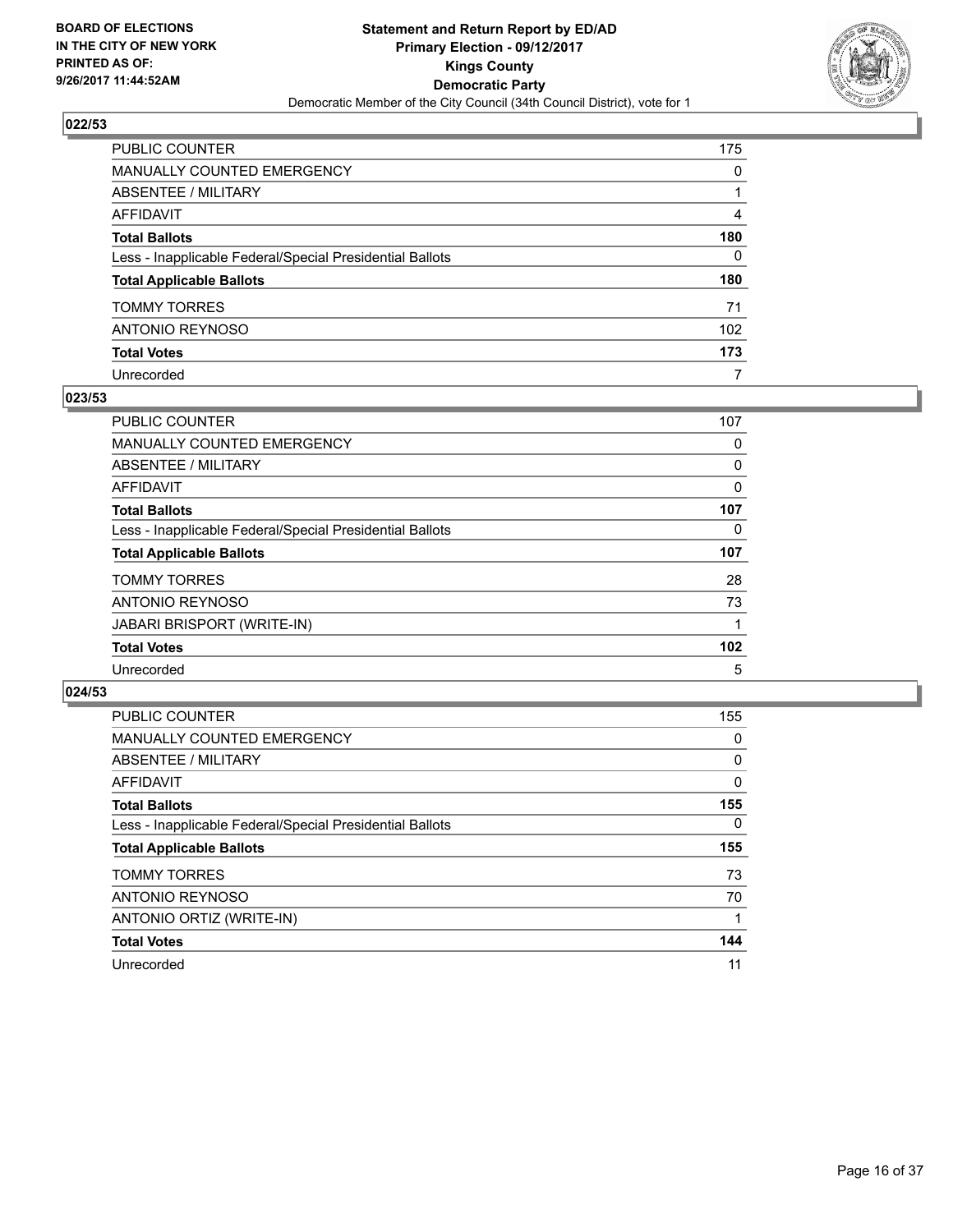**Statement and Return Report by ED/AD**
**Primary Election - 09/12/2017**
**Kings County**
**Democratic Party**
Democratic Member of the City Council (34th Council District), vote for 1

BOARD OF ELECTIONS
IN THE CITY OF NEW YORK
PRINTED AS OF:
9/26/2017 11:44:52AM

## 022/53

| | |
|---|---|
| PUBLIC COUNTER | 175 |
| MANUALLY COUNTED EMERGENCY | 0 |
| ABSENTEE / MILITARY | 1 |
| AFFIDAVIT | 4 |
| **Total Ballots** | **180** |
| Less - Inapplicable Federal/Special Presidential Ballots | 0 |
| **Total Applicable Ballots** | **180** |
| TOMMY TORRES | 71 |
| ANTONIO REYNOSO | 102 |
| **Total Votes** | **173** |
| Unrecorded | 7 |

## 023/53

| | |
|---|---|
| PUBLIC COUNTER | 107 |
| MANUALLY COUNTED EMERGENCY | 0 |
| ABSENTEE / MILITARY | 0 |
| AFFIDAVIT | 0 |
| **Total Ballots** | **107** |
| Less - Inapplicable Federal/Special Presidential Ballots | 0 |
| **Total Applicable Ballots** | **107** |
| TOMMY TORRES | 28 |
| ANTONIO REYNOSO | 73 |
| JABARI BRISPORT (WRITE-IN) | 1 |
| **Total Votes** | **102** |
| Unrecorded | 5 |

## 024/53

| | |
|---|---|
| PUBLIC COUNTER | 155 |
| MANUALLY COUNTED EMERGENCY | 0 |
| ABSENTEE / MILITARY | 0 |
| AFFIDAVIT | 0 |
| **Total Ballots** | **155** |
| Less - Inapplicable Federal/Special Presidential Ballots | 0 |
| **Total Applicable Ballots** | **155** |
| TOMMY TORRES | 73 |
| ANTONIO REYNOSO | 70 |
| ANTONIO ORTIZ (WRITE-IN) | 1 |
| **Total Votes** | **144** |
| Unrecorded | 11 |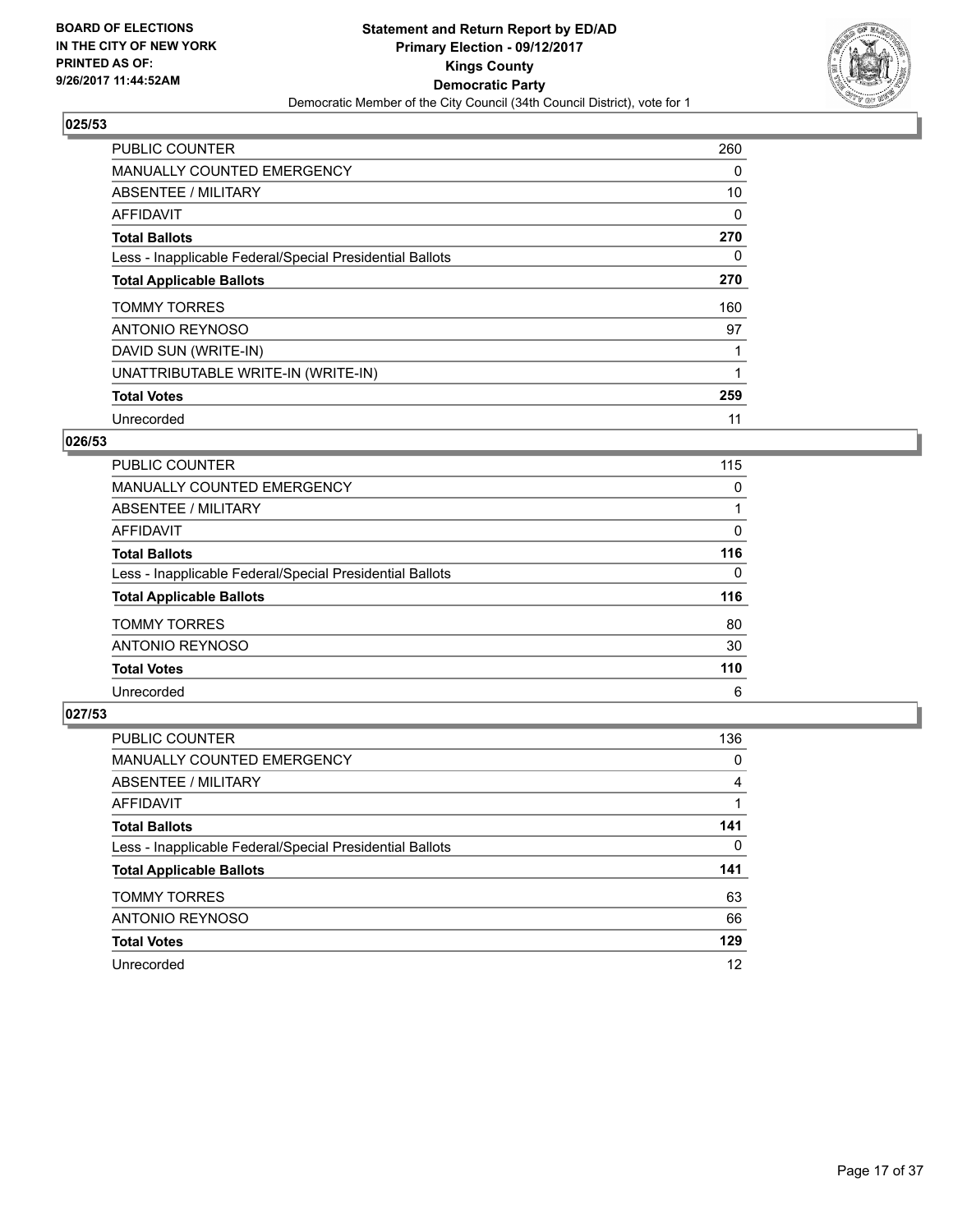BOARD OF ELECTIONS
IN THE CITY OF NEW YORK
PRINTED AS OF:
9/26/2017 11:44:52AM

**Statement and Return Report by ED/AD**
**Primary Election - 09/12/2017**
**Kings County**
**Democratic Party**
Democratic Member of the City Council (34th Council District), vote for 1

### 025/53

| | |
|---|---|
| PUBLIC COUNTER | 260 |
| MANUALLY COUNTED EMERGENCY | 0 |
| ABSENTEE / MILITARY | 10 |
| AFFIDAVIT | 0 |
| **Total Ballots** | **270** |
| Less - Inapplicable Federal/Special Presidential Ballots | 0 |
| **Total Applicable Ballots** | **270** |
| TOMMY TORRES | 160 |
| ANTONIO REYNOSO | 97 |
| DAVID SUN (WRITE-IN) | 1 |
| UNATTRIBUTABLE WRITE-IN (WRITE-IN) | 1 |
| **Total Votes** | **259** |
| Unrecorded | 11 |

### 026/53

| | |
|---|---|
| PUBLIC COUNTER | 115 |
| MANUALLY COUNTED EMERGENCY | 0 |
| ABSENTEE / MILITARY | 1 |
| AFFIDAVIT | 0 |
| **Total Ballots** | **116** |
| Less - Inapplicable Federal/Special Presidential Ballots | 0 |
| **Total Applicable Ballots** | **116** |
| TOMMY TORRES | 80 |
| ANTONIO REYNOSO | 30 |
| **Total Votes** | **110** |
| Unrecorded | 6 |

### 027/53

| | |
|---|---|
| PUBLIC COUNTER | 136 |
| MANUALLY COUNTED EMERGENCY | 0 |
| ABSENTEE / MILITARY | 4 |
| AFFIDAVIT | 1 |
| **Total Ballots** | **141** |
| Less - Inapplicable Federal/Special Presidential Ballots | 0 |
| **Total Applicable Ballots** | **141** |
| TOMMY TORRES | 63 |
| ANTONIO REYNOSO | 66 |
| **Total Votes** | **129** |
| Unrecorded | 12 |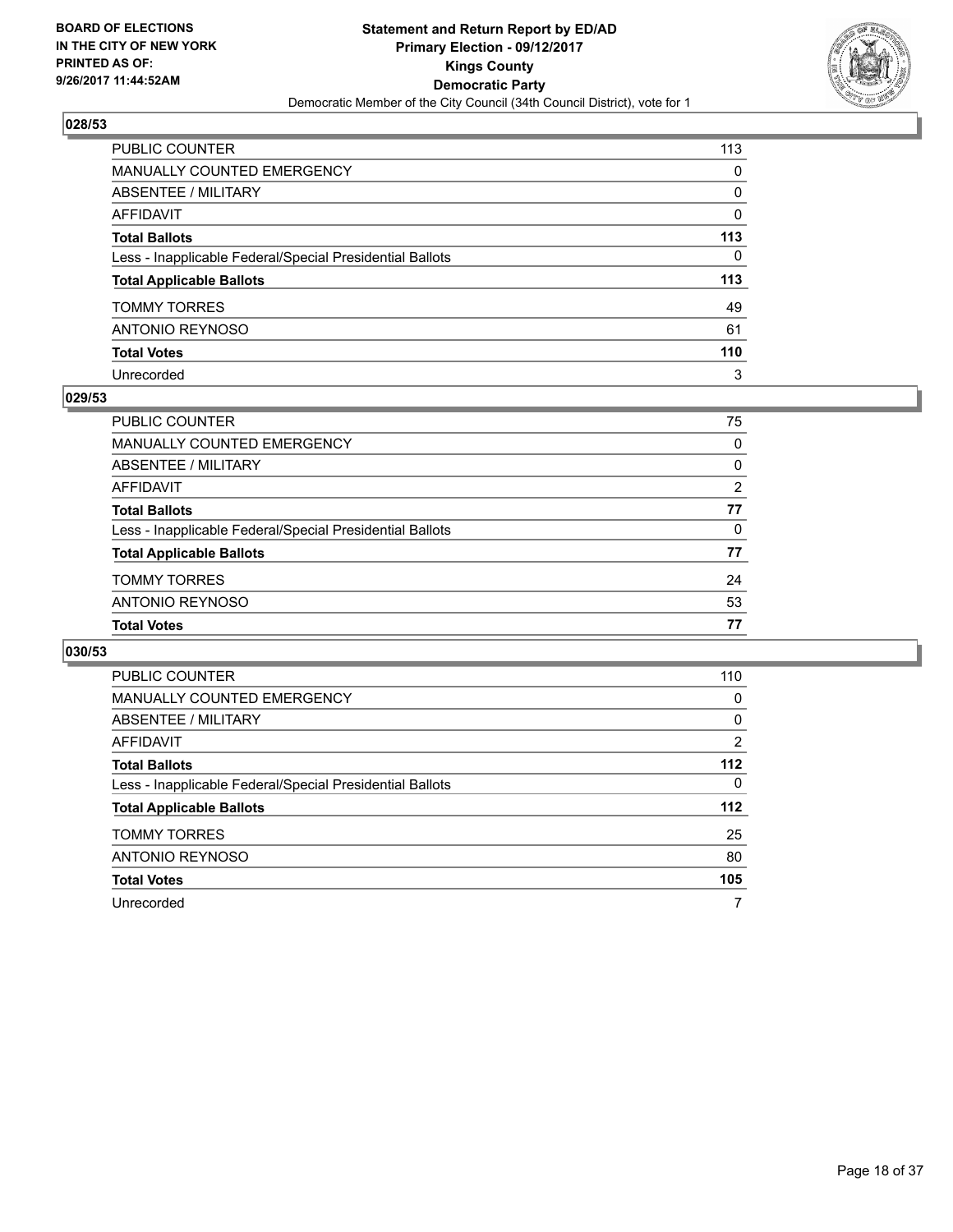**BOARD OF ELECTIONS IN THE CITY OF NEW YORK PRINTED AS OF: 9/26/2017 11:44:52AM**

**Statement and Return Report by ED/AD**
**Primary Election - 09/12/2017**
**Kings County**
**Democratic Party**
Democratic Member of the City Council (34th Council District), vote for 1

### 028/53

| | |
|---|---|
| PUBLIC COUNTER | 113 |
| MANUALLY COUNTED EMERGENCY | 0 |
| ABSENTEE / MILITARY | 0 |
| AFFIDAVIT | 0 |
| **Total Ballots** | **113** |
| Less - Inapplicable Federal/Special Presidential Ballots | 0 |
| **Total Applicable Ballots** | **113** |
| TOMMY TORRES | 49 |
| ANTONIO REYNOSO | 61 |
| **Total Votes** | **110** |
| Unrecorded | 3 |

### 029/53

| | |
|---|---|
| PUBLIC COUNTER | 75 |
| MANUALLY COUNTED EMERGENCY | 0 |
| ABSENTEE / MILITARY | 0 |
| AFFIDAVIT | 2 |
| **Total Ballots** | **77** |
| Less - Inapplicable Federal/Special Presidential Ballots | 0 |
| **Total Applicable Ballots** | **77** |
| TOMMY TORRES | 24 |
| ANTONIO REYNOSO | 53 |
| **Total Votes** | **77** |

### 030/53

| | |
|---|---|
| PUBLIC COUNTER | 110 |
| MANUALLY COUNTED EMERGENCY | 0 |
| ABSENTEE / MILITARY | 0 |
| AFFIDAVIT | 2 |
| **Total Ballots** | **112** |
| Less - Inapplicable Federal/Special Presidential Ballots | 0 |
| **Total Applicable Ballots** | **112** |
| TOMMY TORRES | 25 |
| ANTONIO REYNOSO | 80 |
| **Total Votes** | **105** |
| Unrecorded | 7 |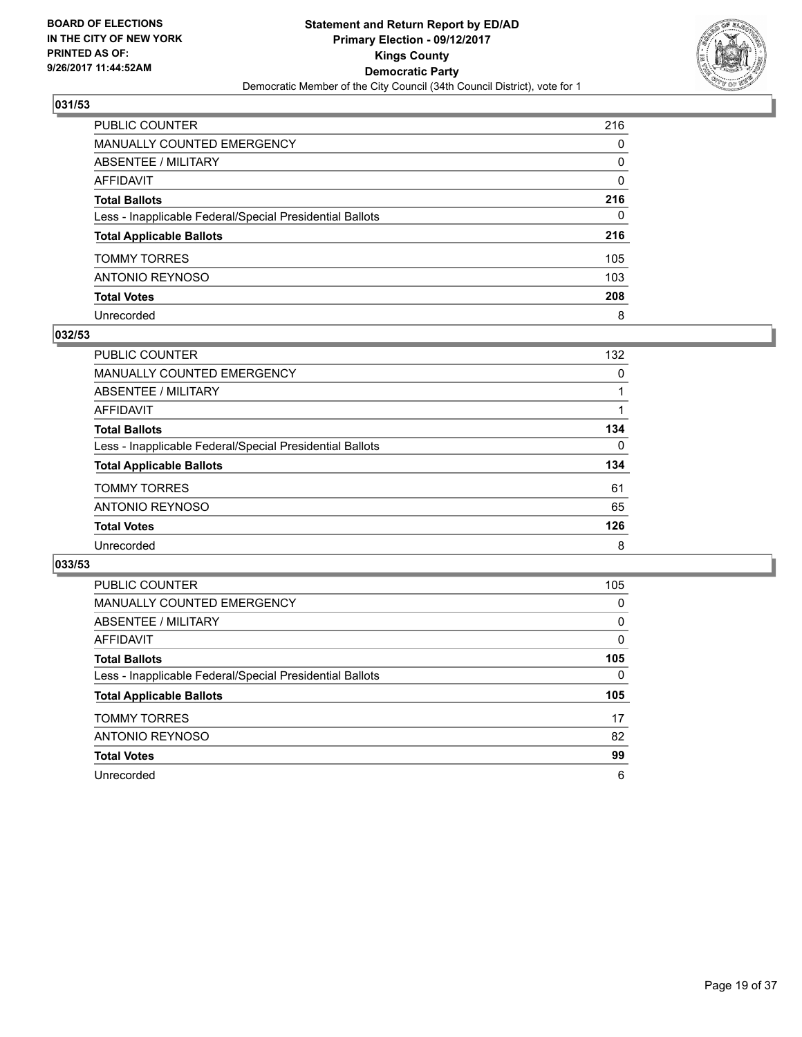## 031/53

| | |
|---|---|
| PUBLIC COUNTER | 216 |
| MANUALLY COUNTED EMERGENCY | 0 |
| ABSENTEE / MILITARY | 0 |
| AFFIDAVIT | 0 |
| **Total Ballots** | **216** |
| Less - Inapplicable Federal/Special Presidential Ballots | 0 |
| **Total Applicable Ballots** | **216** |
| TOMMY TORRES | 105 |
| ANTONIO REYNOSO | 103 |
| **Total Votes** | **208** |
| Unrecorded | 8 |

## 032/53

| | |
|---|---|
| PUBLIC COUNTER | 132 |
| MANUALLY COUNTED EMERGENCY | 0 |
| ABSENTEE / MILITARY | 1 |
| AFFIDAVIT | 1 |
| **Total Ballots** | **134** |
| Less - Inapplicable Federal/Special Presidential Ballots | 0 |
| **Total Applicable Ballots** | **134** |
| TOMMY TORRES | 61 |
| ANTONIO REYNOSO | 65 |
| **Total Votes** | **126** |
| Unrecorded | 8 |

## 033/53

| | |
|---|---|
| PUBLIC COUNTER | 105 |
| MANUALLY COUNTED EMERGENCY | 0 |
| ABSENTEE / MILITARY | 0 |
| AFFIDAVIT | 0 |
| **Total Ballots** | **105** |
| Less - Inapplicable Federal/Special Presidential Ballots | 0 |
| **Total Applicable Ballots** | **105** |
| TOMMY TORRES | 17 |
| ANTONIO REYNOSO | 82 |
| **Total Votes** | **99** |
| Unrecorded | 6 |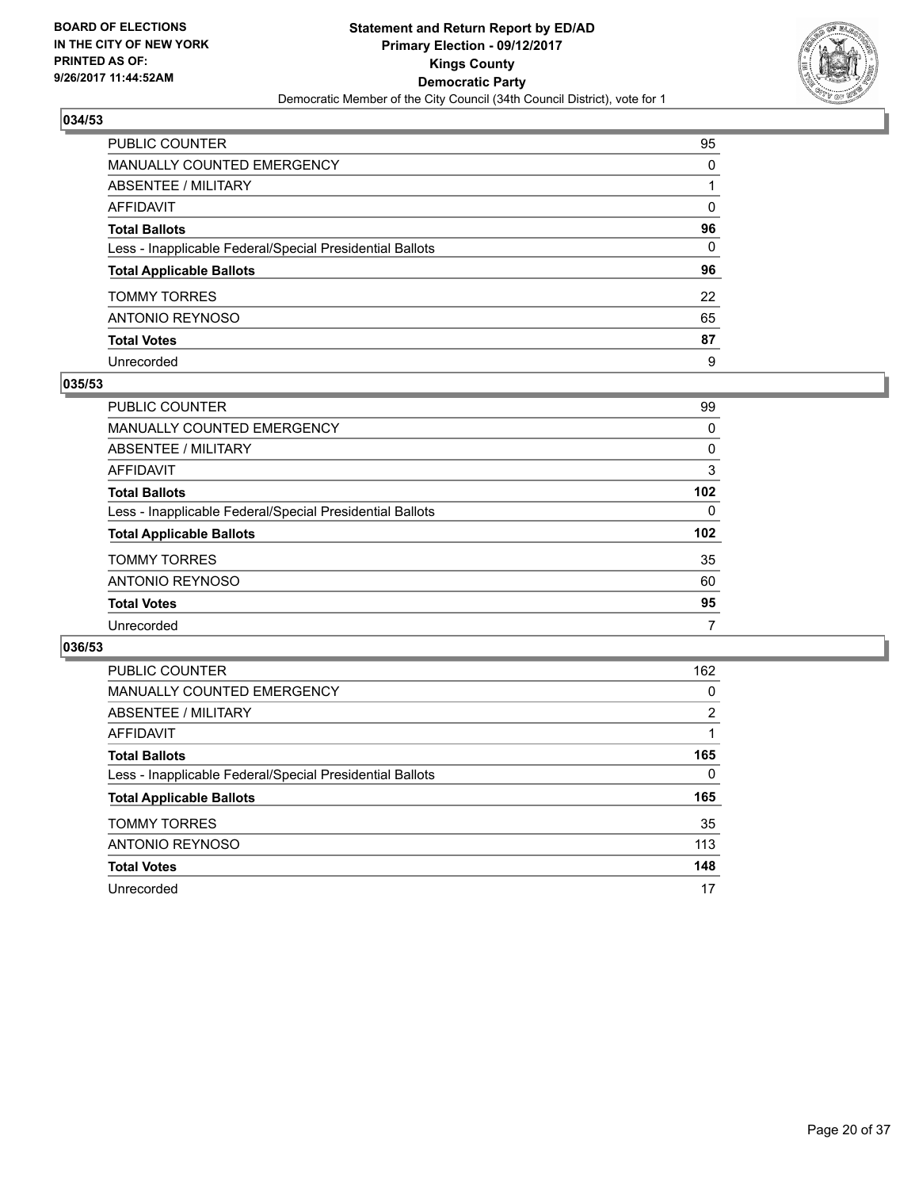BOARD OF ELECTIONS
IN THE CITY OF NEW YORK
PRINTED AS OF:
9/26/2017 11:44:52AM

**Statement and Return Report by ED/AD**
**Primary Election - 09/12/2017**
**Kings County**
**Democratic Party**
Democratic Member of the City Council (34th Council District), vote for 1

### 034/53

| | |
|---|---|
| PUBLIC COUNTER | 95 |
| MANUALLY COUNTED EMERGENCY | 0 |
| ABSENTEE / MILITARY | 1 |
| AFFIDAVIT | 0 |
| **Total Ballots** | **96** |
| Less - Inapplicable Federal/Special Presidential Ballots | 0 |
| **Total Applicable Ballots** | **96** |
| TOMMY TORRES | 22 |
| ANTONIO REYNOSO | 65 |
| **Total Votes** | **87** |
| Unrecorded | 9 |

### 035/53

| | |
|---|---|
| PUBLIC COUNTER | 99 |
| MANUALLY COUNTED EMERGENCY | 0 |
| ABSENTEE / MILITARY | 0 |
| AFFIDAVIT | 3 |
| **Total Ballots** | **102** |
| Less - Inapplicable Federal/Special Presidential Ballots | 0 |
| **Total Applicable Ballots** | **102** |
| TOMMY TORRES | 35 |
| ANTONIO REYNOSO | 60 |
| **Total Votes** | **95** |
| Unrecorded | 7 |

### 036/53

| | |
|---|---|
| PUBLIC COUNTER | 162 |
| MANUALLY COUNTED EMERGENCY | 0 |
| ABSENTEE / MILITARY | 2 |
| AFFIDAVIT | 1 |
| **Total Ballots** | **165** |
| Less - Inapplicable Federal/Special Presidential Ballots | 0 |
| **Total Applicable Ballots** | **165** |
| TOMMY TORRES | 35 |
| ANTONIO REYNOSO | 113 |
| **Total Votes** | **148** |
| Unrecorded | 17 |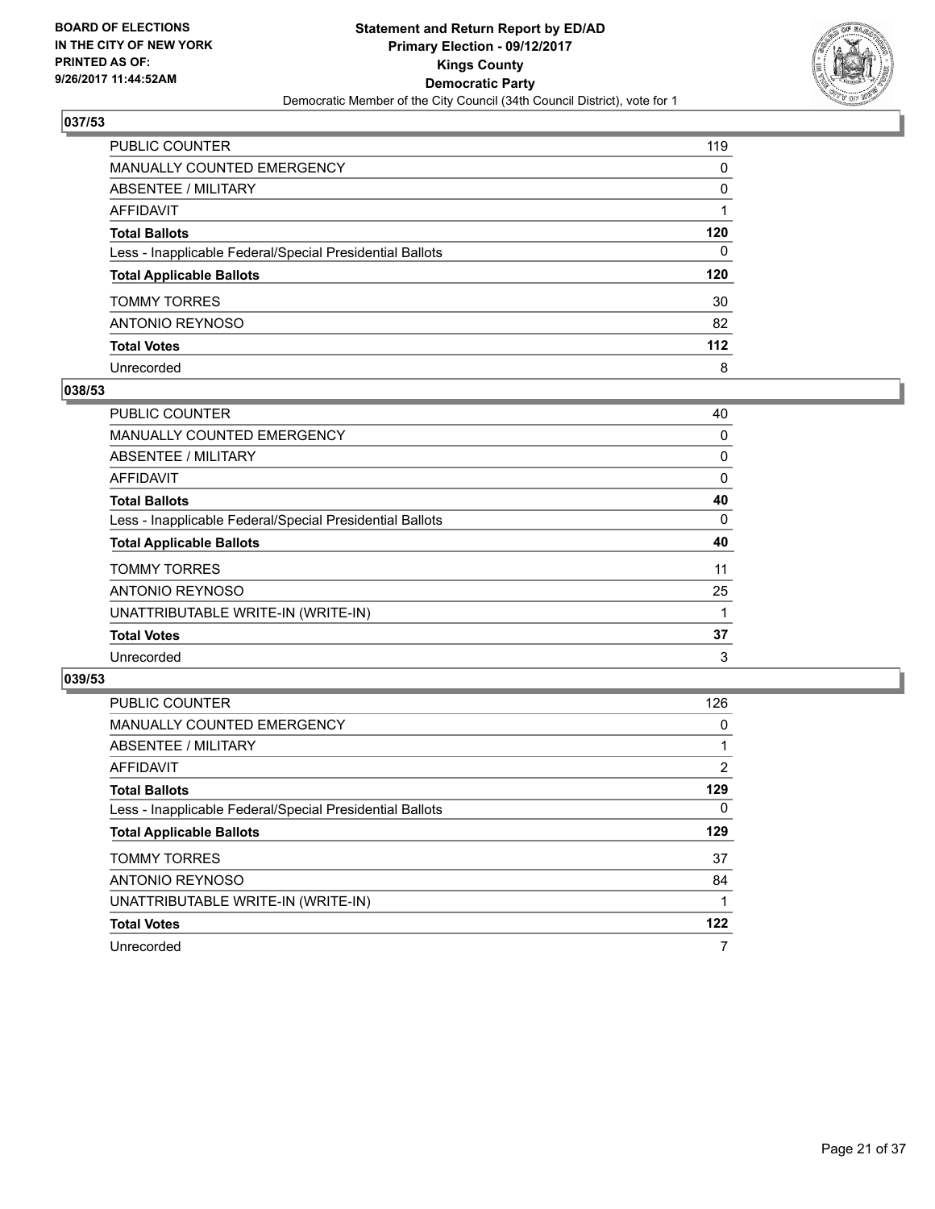**BOARD OF ELECTIONS IN THE CITY OF NEW YORK PRINTED AS OF: 9/26/2017 11:44:52AM**

**Statement and Return Report by ED/AD**
**Primary Election - 09/12/2017**
**Kings County**
**Democratic Party**
Democratic Member of the City Council (34th Council District), vote for 1

## 037/53

| | |
|---|---|
| PUBLIC COUNTER | 119 |
| MANUALLY COUNTED EMERGENCY | 0 |
| ABSENTEE / MILITARY | 0 |
| AFFIDAVIT | 1 |
| **Total Ballots** | **120** |
| Less - Inapplicable Federal/Special Presidential Ballots | 0 |
| **Total Applicable Ballots** | **120** |
| TOMMY TORRES | 30 |
| ANTONIO REYNOSO | 82 |
| **Total Votes** | **112** |
| Unrecorded | 8 |

## 038/53

| | |
|---|---|
| PUBLIC COUNTER | 40 |
| MANUALLY COUNTED EMERGENCY | 0 |
| ABSENTEE / MILITARY | 0 |
| AFFIDAVIT | 0 |
| **Total Ballots** | **40** |
| Less - Inapplicable Federal/Special Presidential Ballots | 0 |
| **Total Applicable Ballots** | **40** |
| TOMMY TORRES | 11 |
| ANTONIO REYNOSO | 25 |
| UNATTRIBUTABLE WRITE-IN (WRITE-IN) | 1 |
| **Total Votes** | **37** |
| Unrecorded | 3 |

## 039/53

| | |
|---|---|
| PUBLIC COUNTER | 126 |
| MANUALLY COUNTED EMERGENCY | 0 |
| ABSENTEE / MILITARY | 1 |
| AFFIDAVIT | 2 |
| **Total Ballots** | **129** |
| Less - Inapplicable Federal/Special Presidential Ballots | 0 |
| **Total Applicable Ballots** | **129** |
| TOMMY TORRES | 37 |
| ANTONIO REYNOSO | 84 |
| UNATTRIBUTABLE WRITE-IN (WRITE-IN) | 1 |
| **Total Votes** | **122** |
| Unrecorded | 7 |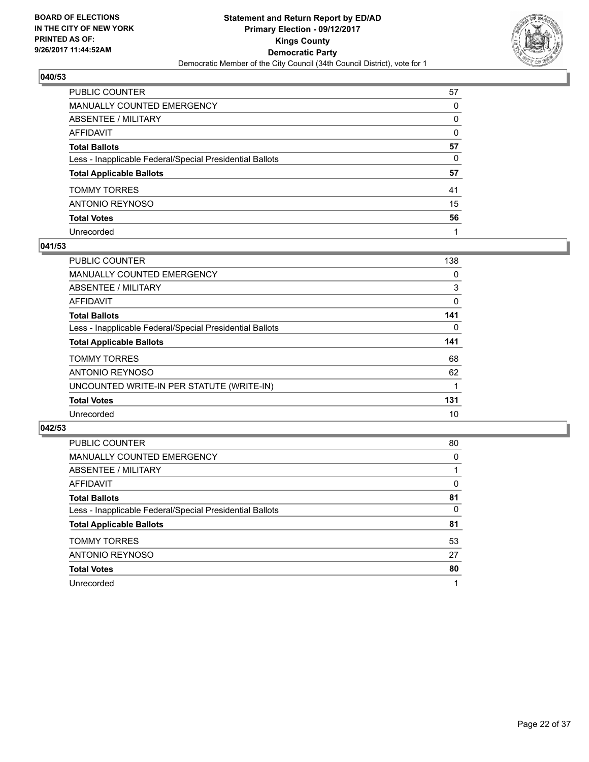BOARD OF ELECTIONS
IN THE CITY OF NEW YORK
PRINTED AS OF:
9/26/2017 11:44:52AM

**Statement and Return Report by ED/AD**
**Primary Election - 09/12/2017**
**Kings County**
**Democratic Party**
Democratic Member of the City Council (34th Council District), vote for 1

## 040/53

| | |
|---|---|
| PUBLIC COUNTER | 57 |
| MANUALLY COUNTED EMERGENCY | 0 |
| ABSENTEE / MILITARY | 0 |
| AFFIDAVIT | 0 |
| **Total Ballots** | **57** |
| Less - Inapplicable Federal/Special Presidential Ballots | 0 |
| **Total Applicable Ballots** | **57** |
| TOMMY TORRES | 41 |
| ANTONIO REYNOSO | 15 |
| **Total Votes** | **56** |
| Unrecorded | 1 |

## 041/53

| | |
|---|---|
| PUBLIC COUNTER | 138 |
| MANUALLY COUNTED EMERGENCY | 0 |
| ABSENTEE / MILITARY | 3 |
| AFFIDAVIT | 0 |
| **Total Ballots** | **141** |
| Less - Inapplicable Federal/Special Presidential Ballots | 0 |
| **Total Applicable Ballots** | **141** |
| TOMMY TORRES | 68 |
| ANTONIO REYNOSO | 62 |
| UNCOUNTED WRITE-IN PER STATUTE (WRITE-IN) | 1 |
| **Total Votes** | **131** |
| Unrecorded | 10 |

## 042/53

| | |
|---|---|
| PUBLIC COUNTER | 80 |
| MANUALLY COUNTED EMERGENCY | 0 |
| ABSENTEE / MILITARY | 1 |
| AFFIDAVIT | 0 |
| **Total Ballots** | **81** |
| Less - Inapplicable Federal/Special Presidential Ballots | 0 |
| **Total Applicable Ballots** | **81** |
| TOMMY TORRES | 53 |
| ANTONIO REYNOSO | 27 |
| **Total Votes** | **80** |
| Unrecorded | 1 |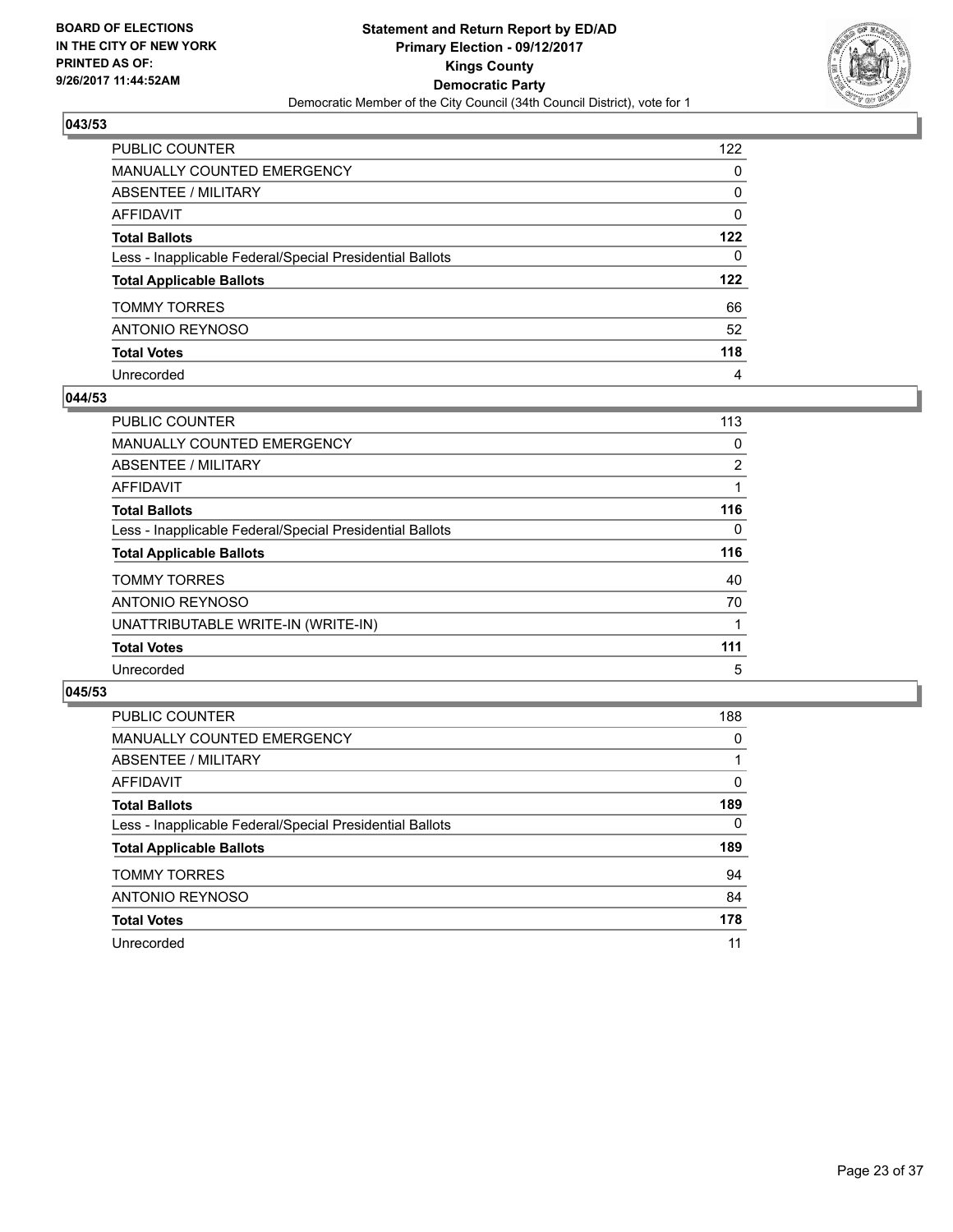BOARD OF ELECTIONS
IN THE CITY OF NEW YORK
PRINTED AS OF:
9/26/2017 11:44:52AM

**Statement and Return Report by ED/AD**
**Primary Election - 09/12/2017**
**Kings County**
**Democratic Party**
Democratic Member of the City Council (34th Council District), vote for 1

### 043/53

| | |
|---|---|
| PUBLIC COUNTER | 122 |
| MANUALLY COUNTED EMERGENCY | 0 |
| ABSENTEE / MILITARY | 0 |
| AFFIDAVIT | 0 |
| **Total Ballots** | **122** |
| Less - Inapplicable Federal/Special Presidential Ballots | 0 |
| **Total Applicable Ballots** | **122** |
| TOMMY TORRES | 66 |
| ANTONIO REYNOSO | 52 |
| **Total Votes** | **118** |
| Unrecorded | 4 |

### 044/53

| | |
|---|---|
| PUBLIC COUNTER | 113 |
| MANUALLY COUNTED EMERGENCY | 0 |
| ABSENTEE / MILITARY | 2 |
| AFFIDAVIT | 1 |
| **Total Ballots** | **116** |
| Less - Inapplicable Federal/Special Presidential Ballots | 0 |
| **Total Applicable Ballots** | **116** |
| TOMMY TORRES | 40 |
| ANTONIO REYNOSO | 70 |
| UNATTRIBUTABLE WRITE-IN (WRITE-IN) | 1 |
| **Total Votes** | **111** |
| Unrecorded | 5 |

### 045/53

| | |
|---|---|
| PUBLIC COUNTER | 188 |
| MANUALLY COUNTED EMERGENCY | 0 |
| ABSENTEE / MILITARY | 1 |
| AFFIDAVIT | 0 |
| **Total Ballots** | **189** |
| Less - Inapplicable Federal/Special Presidential Ballots | 0 |
| **Total Applicable Ballots** | **189** |
| TOMMY TORRES | 94 |
| ANTONIO REYNOSO | 84 |
| **Total Votes** | **178** |
| Unrecorded | 11 |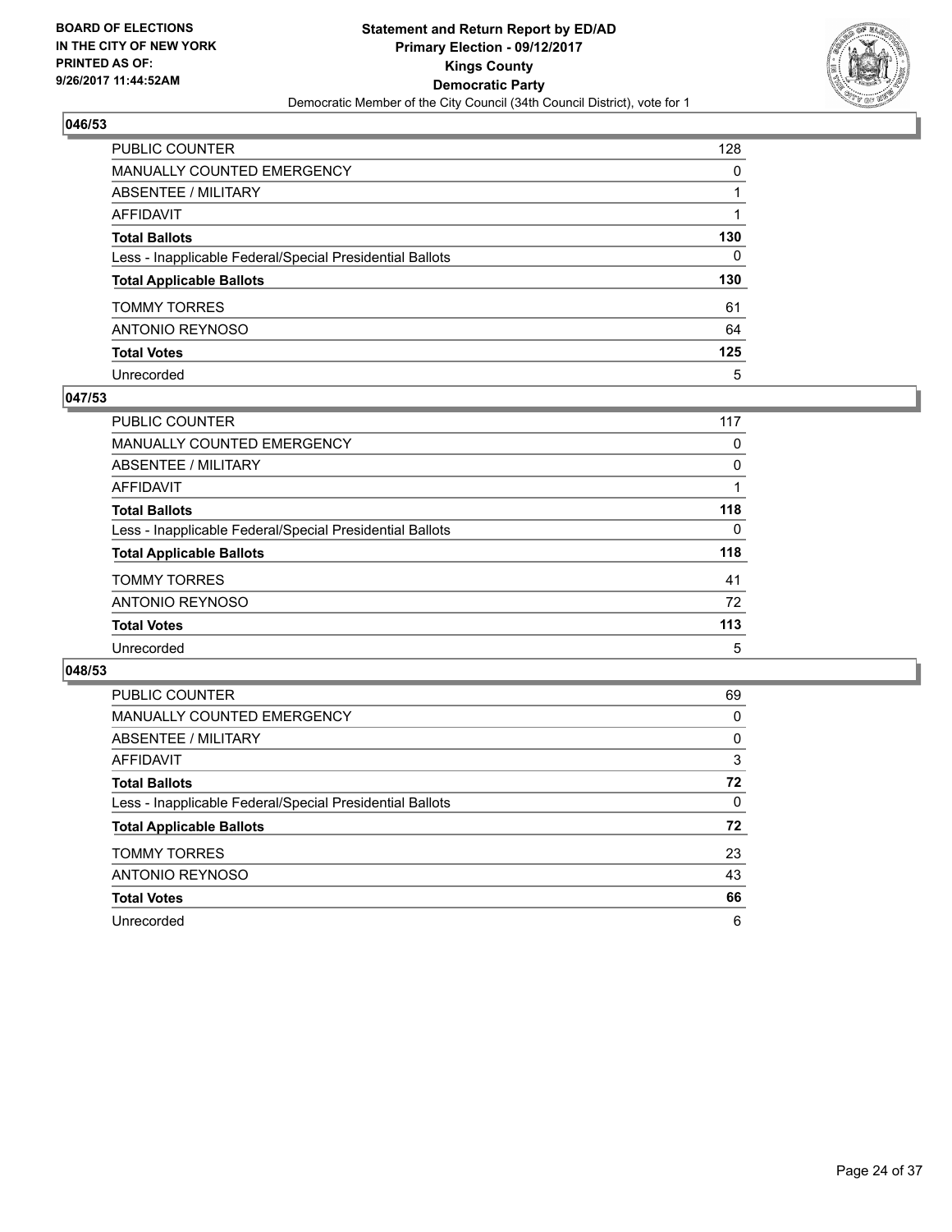BOARD OF ELECTIONS
IN THE CITY OF NEW YORK
PRINTED AS OF:
9/26/2017 11:44:52AM

**Statement and Return Report by ED/AD**
**Primary Election - 09/12/2017**
**Kings County**
**Democratic Party**
Democratic Member of the City Council (34th Council District), vote for 1

### 046/53

| | |
|---|---|
| PUBLIC COUNTER | 128 |
| MANUALLY COUNTED EMERGENCY | 0 |
| ABSENTEE / MILITARY | 1 |
| AFFIDAVIT | 1 |
| **Total Ballots** | **130** |
| Less - Inapplicable Federal/Special Presidential Ballots | 0 |
| **Total Applicable Ballots** | **130** |
| TOMMY TORRES | 61 |
| ANTONIO REYNOSO | 64 |
| **Total Votes** | **125** |
| Unrecorded | 5 |

### 047/53

| | |
|---|---|
| PUBLIC COUNTER | 117 |
| MANUALLY COUNTED EMERGENCY | 0 |
| ABSENTEE / MILITARY | 0 |
| AFFIDAVIT | 1 |
| **Total Ballots** | **118** |
| Less - Inapplicable Federal/Special Presidential Ballots | 0 |
| **Total Applicable Ballots** | **118** |
| TOMMY TORRES | 41 |
| ANTONIO REYNOSO | 72 |
| **Total Votes** | **113** |
| Unrecorded | 5 |

### 048/53

| | |
|---|---|
| PUBLIC COUNTER | 69 |
| MANUALLY COUNTED EMERGENCY | 0 |
| ABSENTEE / MILITARY | 0 |
| AFFIDAVIT | 3 |
| **Total Ballots** | **72** |
| Less - Inapplicable Federal/Special Presidential Ballots | 0 |
| **Total Applicable Ballots** | **72** |
| TOMMY TORRES | 23 |
| ANTONIO REYNOSO | 43 |
| **Total Votes** | **66** |
| Unrecorded | 6 |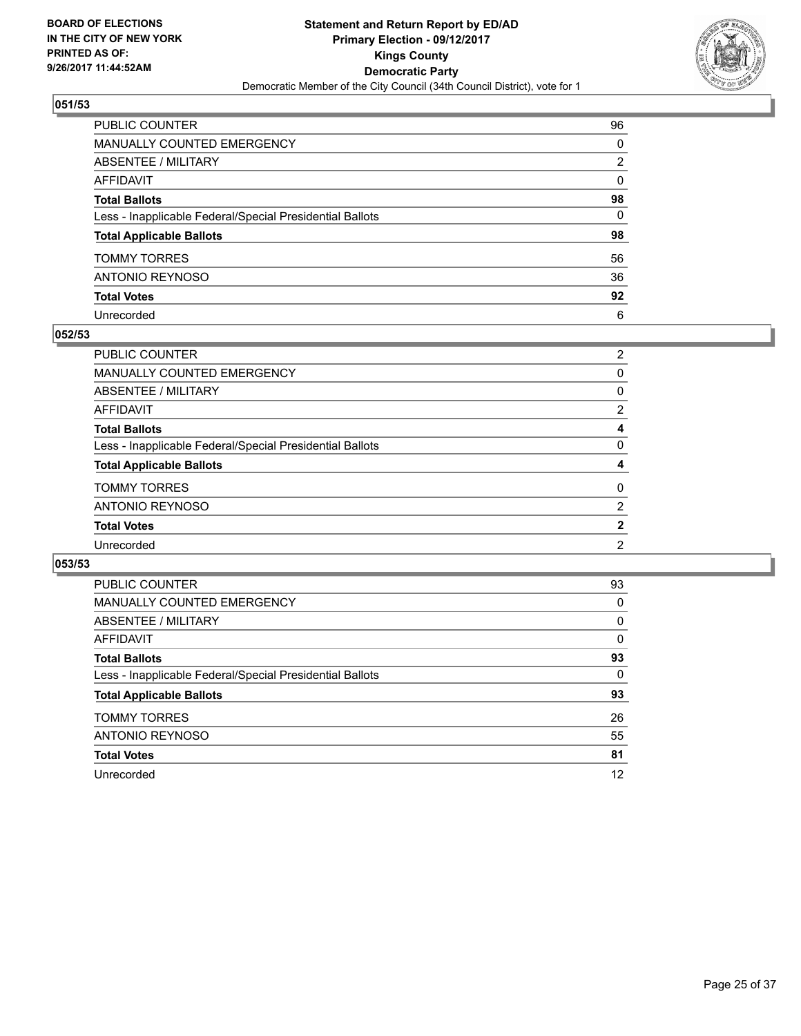**BOARD OF ELECTIONS IN THE CITY OF NEW YORK PRINTED AS OF: 9/26/2017 11:44:52AM**

# Statement and Return Report by ED/AD
## Primary Election - 09/12/2017
## Kings County
## Democratic Party
Democratic Member of the City Council (34th Council District), vote for 1

### 051/53

| | |
|---|---|
| PUBLIC COUNTER | 96 |
| MANUALLY COUNTED EMERGENCY | 0 |
| ABSENTEE / MILITARY | 2 |
| AFFIDAVIT | 0 |
| **Total Ballots** | **98** |
| Less - Inapplicable Federal/Special Presidential Ballots | 0 |
| **Total Applicable Ballots** | **98** |
| TOMMY TORRES | 56 |
| ANTONIO REYNOSO | 36 |
| **Total Votes** | **92** |
| Unrecorded | 6 |

### 052/53

| | |
|---|---|
| PUBLIC COUNTER | 2 |
| MANUALLY COUNTED EMERGENCY | 0 |
| ABSENTEE / MILITARY | 0 |
| AFFIDAVIT | 2 |
| **Total Ballots** | **4** |
| Less - Inapplicable Federal/Special Presidential Ballots | 0 |
| **Total Applicable Ballots** | **4** |
| TOMMY TORRES | 0 |
| ANTONIO REYNOSO | 2 |
| **Total Votes** | **2** |
| Unrecorded | 2 |

### 053/53

| | |
|---|---|
| PUBLIC COUNTER | 93 |
| MANUALLY COUNTED EMERGENCY | 0 |
| ABSENTEE / MILITARY | 0 |
| AFFIDAVIT | 0 |
| **Total Ballots** | **93** |
| Less - Inapplicable Federal/Special Presidential Ballots | 0 |
| **Total Applicable Ballots** | **93** |
| TOMMY TORRES | 26 |
| ANTONIO REYNOSO | 55 |
| **Total Votes** | **81** |
| Unrecorded | 12 |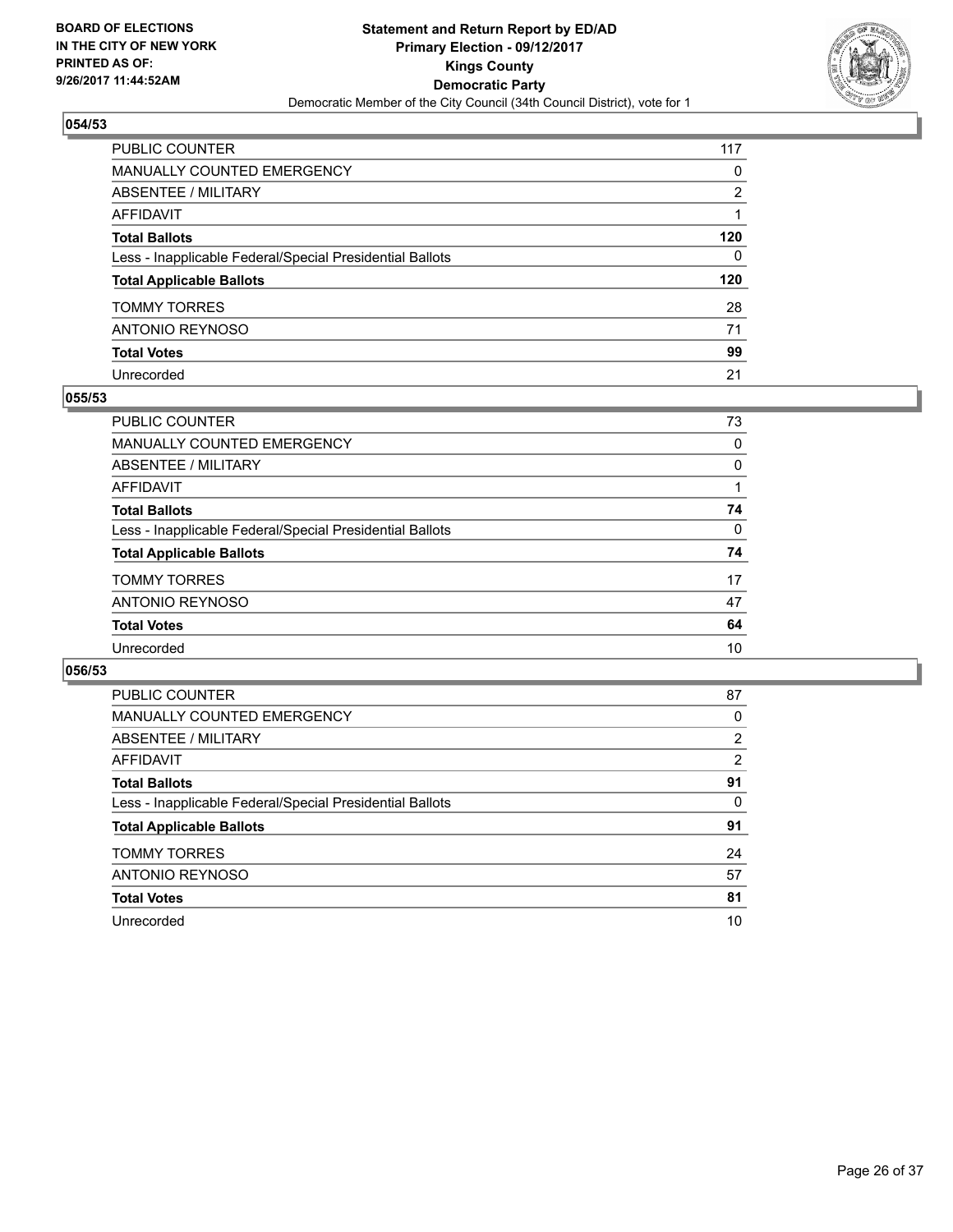## 054/53

| | |
|---|---|
| PUBLIC COUNTER | 117 |
| MANUALLY COUNTED EMERGENCY | 0 |
| ABSENTEE / MILITARY | 2 |
| AFFIDAVIT | 1 |
| **Total Ballots** | **120** |
| Less - Inapplicable Federal/Special Presidential Ballots | 0 |
| **Total Applicable Ballots** | **120** |
| TOMMY TORRES | 28 |
| ANTONIO REYNOSO | 71 |
| **Total Votes** | **99** |
| Unrecorded | 21 |

## 055/53

| | |
|---|---|
| PUBLIC COUNTER | 73 |
| MANUALLY COUNTED EMERGENCY | 0 |
| ABSENTEE / MILITARY | 0 |
| AFFIDAVIT | 1 |
| **Total Ballots** | **74** |
| Less - Inapplicable Federal/Special Presidential Ballots | 0 |
| **Total Applicable Ballots** | **74** |
| TOMMY TORRES | 17 |
| ANTONIO REYNOSO | 47 |
| **Total Votes** | **64** |
| Unrecorded | 10 |

## 056/53

| | |
|---|---|
| PUBLIC COUNTER | 87 |
| MANUALLY COUNTED EMERGENCY | 0 |
| ABSENTEE / MILITARY | 2 |
| AFFIDAVIT | 2 |
| **Total Ballots** | **91** |
| Less - Inapplicable Federal/Special Presidential Ballots | 0 |
| **Total Applicable Ballots** | **91** |
| TOMMY TORRES | 24 |
| ANTONIO REYNOSO | 57 |
| **Total Votes** | **81** |
| Unrecorded | 10 |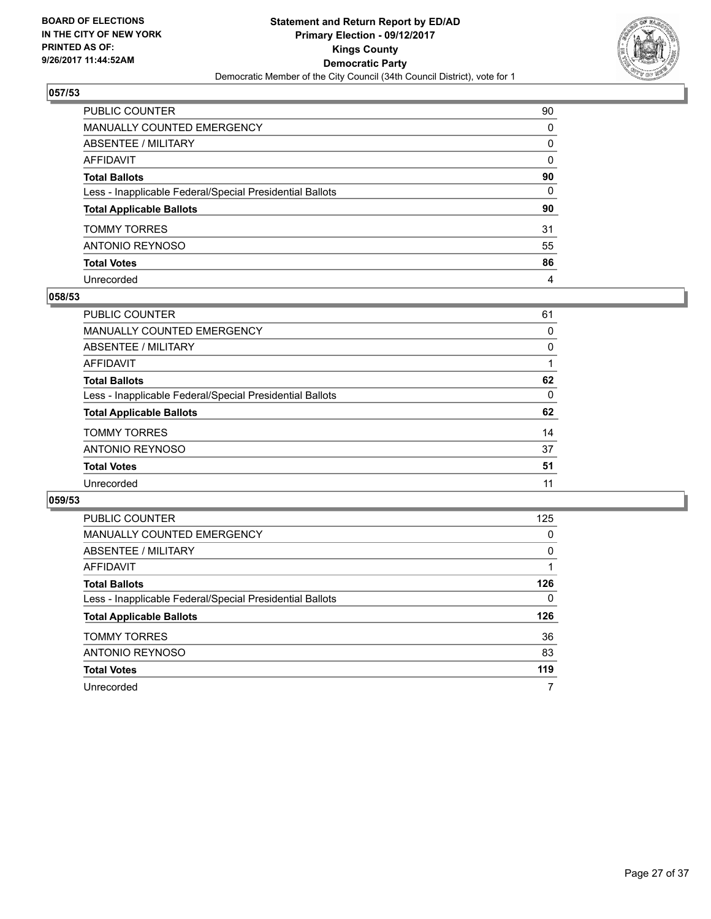**BOARD OF ELECTIONS IN THE CITY OF NEW YORK PRINTED AS OF: 9/26/2017 11:44:52AM**

**Statement and Return Report by ED/AD**
**Primary Election - 09/12/2017**
**Kings County**
**Democratic Party**
Democratic Member of the City Council (34th Council District), vote for 1

## 057/53

| | |
|---|---|
| PUBLIC COUNTER | 90 |
| MANUALLY COUNTED EMERGENCY | 0 |
| ABSENTEE / MILITARY | 0 |
| AFFIDAVIT | 0 |
| **Total Ballots** | **90** |
| Less - Inapplicable Federal/Special Presidential Ballots | 0 |
| **Total Applicable Ballots** | **90** |
| TOMMY TORRES | 31 |
| ANTONIO REYNOSO | 55 |
| **Total Votes** | **86** |
| Unrecorded | 4 |

## 058/53

| | |
|---|---|
| PUBLIC COUNTER | 61 |
| MANUALLY COUNTED EMERGENCY | 0 |
| ABSENTEE / MILITARY | 0 |
| AFFIDAVIT | 1 |
| **Total Ballots** | **62** |
| Less - Inapplicable Federal/Special Presidential Ballots | 0 |
| **Total Applicable Ballots** | **62** |
| TOMMY TORRES | 14 |
| ANTONIO REYNOSO | 37 |
| **Total Votes** | **51** |
| Unrecorded | 11 |

## 059/53

| | |
|---|---|
| PUBLIC COUNTER | 125 |
| MANUALLY COUNTED EMERGENCY | 0 |
| ABSENTEE / MILITARY | 0 |
| AFFIDAVIT | 1 |
| **Total Ballots** | **126** |
| Less - Inapplicable Federal/Special Presidential Ballots | 0 |
| **Total Applicable Ballots** | **126** |
| TOMMY TORRES | 36 |
| ANTONIO REYNOSO | 83 |
| **Total Votes** | **119** |
| Unrecorded | 7 |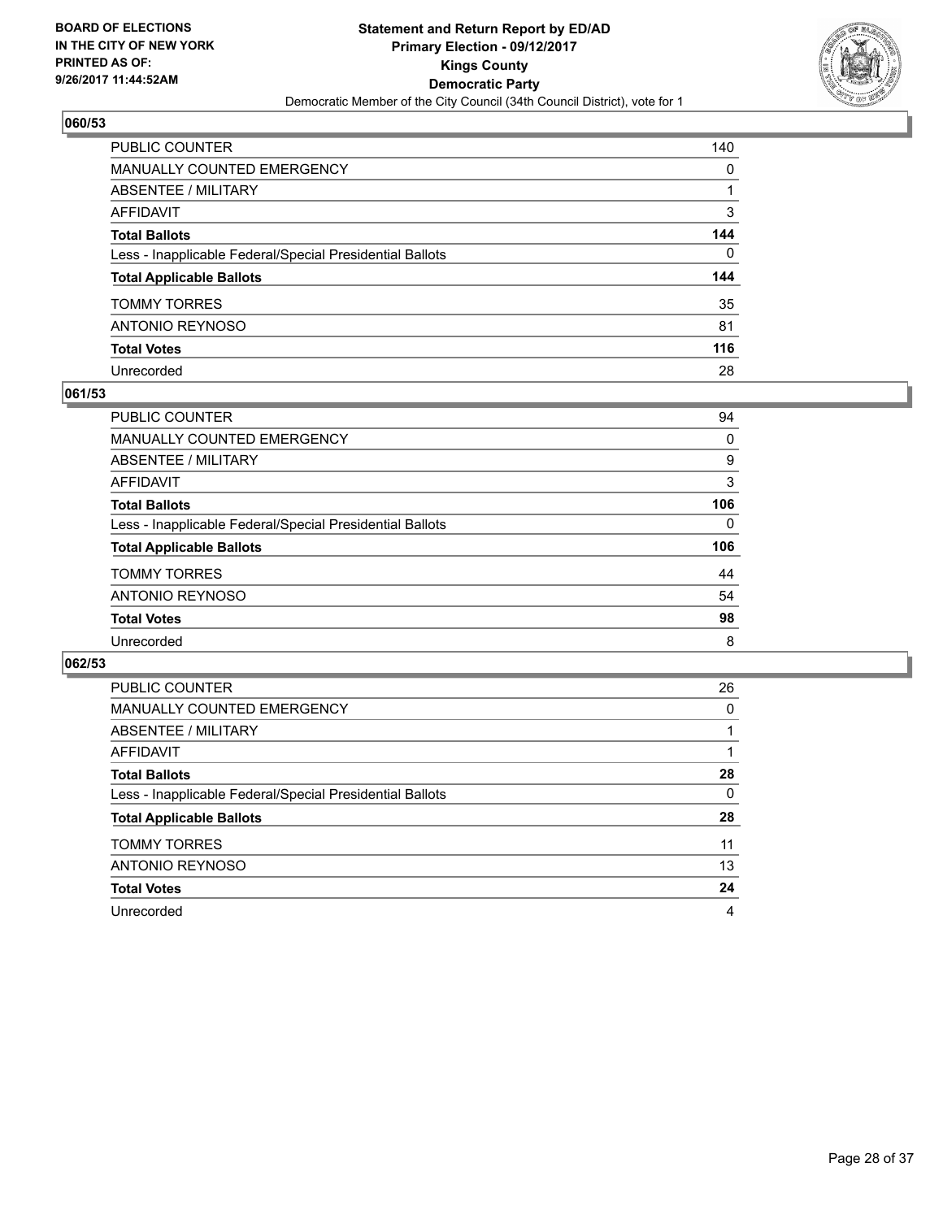BOARD OF ELECTIONS
IN THE CITY OF NEW YORK
PRINTED AS OF:
9/26/2017 11:44:52AM

**Statement and Return Report by ED/AD**
**Primary Election - 09/12/2017**
**Kings County**
**Democratic Party**
Democratic Member of the City Council (34th Council District), vote for 1

## 060/53

| | |
|---|---|
| PUBLIC COUNTER | 140 |
| MANUALLY COUNTED EMERGENCY | 0 |
| ABSENTEE / MILITARY | 1 |
| AFFIDAVIT | 3 |
| **Total Ballots** | **144** |
| Less - Inapplicable Federal/Special Presidential Ballots | 0 |
| **Total Applicable Ballots** | **144** |
| TOMMY TORRES | 35 |
| ANTONIO REYNOSO | 81 |
| **Total Votes** | **116** |
| Unrecorded | 28 |

## 061/53

| | |
|---|---|
| PUBLIC COUNTER | 94 |
| MANUALLY COUNTED EMERGENCY | 0 |
| ABSENTEE / MILITARY | 9 |
| AFFIDAVIT | 3 |
| **Total Ballots** | **106** |
| Less - Inapplicable Federal/Special Presidential Ballots | 0 |
| **Total Applicable Ballots** | **106** |
| TOMMY TORRES | 44 |
| ANTONIO REYNOSO | 54 |
| **Total Votes** | **98** |
| Unrecorded | 8 |

## 062/53

| | |
|---|---|
| PUBLIC COUNTER | 26 |
| MANUALLY COUNTED EMERGENCY | 0 |
| ABSENTEE / MILITARY | 1 |
| AFFIDAVIT | 1 |
| **Total Ballots** | **28** |
| Less - Inapplicable Federal/Special Presidential Ballots | 0 |
| **Total Applicable Ballots** | **28** |
| TOMMY TORRES | 11 |
| ANTONIO REYNOSO | 13 |
| **Total Votes** | **24** |
| Unrecorded | 4 |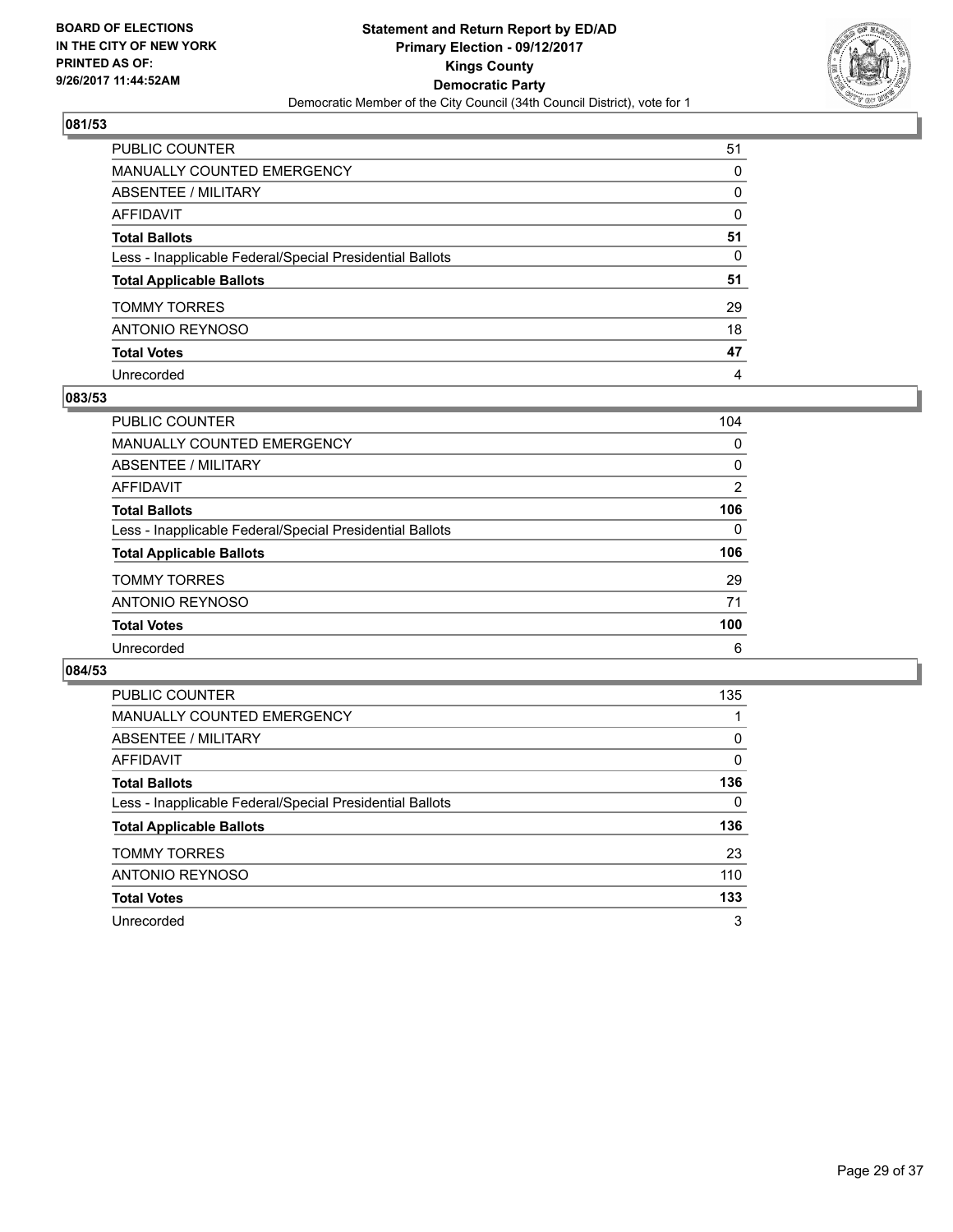BOARD OF ELECTIONS
IN THE CITY OF NEW YORK
PRINTED AS OF:
9/26/2017 11:44:52AM

**Statement and Return Report by ED/AD**
**Primary Election - 09/12/2017**
**Kings County**
**Democratic Party**
Democratic Member of the City Council (34th Council District), vote for 1

## 081/53

| | |
|---|---|
| PUBLIC COUNTER | 51 |
| MANUALLY COUNTED EMERGENCY | 0 |
| ABSENTEE / MILITARY | 0 |
| AFFIDAVIT | 0 |
| **Total Ballots** | **51** |
| Less - Inapplicable Federal/Special Presidential Ballots | 0 |
| **Total Applicable Ballots** | **51** |
| TOMMY TORRES | 29 |
| ANTONIO REYNOSO | 18 |
| **Total Votes** | **47** |
| Unrecorded | 4 |

## 083/53

| | |
|---|---|
| PUBLIC COUNTER | 104 |
| MANUALLY COUNTED EMERGENCY | 0 |
| ABSENTEE / MILITARY | 0 |
| AFFIDAVIT | 2 |
| **Total Ballots** | **106** |
| Less - Inapplicable Federal/Special Presidential Ballots | 0 |
| **Total Applicable Ballots** | **106** |
| TOMMY TORRES | 29 |
| ANTONIO REYNOSO | 71 |
| **Total Votes** | **100** |
| Unrecorded | 6 |

## 084/53

| | |
|---|---|
| PUBLIC COUNTER | 135 |
| MANUALLY COUNTED EMERGENCY | 1 |
| ABSENTEE / MILITARY | 0 |
| AFFIDAVIT | 0 |
| **Total Ballots** | **136** |
| Less - Inapplicable Federal/Special Presidential Ballots | 0 |
| **Total Applicable Ballots** | **136** |
| TOMMY TORRES | 23 |
| ANTONIO REYNOSO | 110 |
| **Total Votes** | **133** |
| Unrecorded | 3 |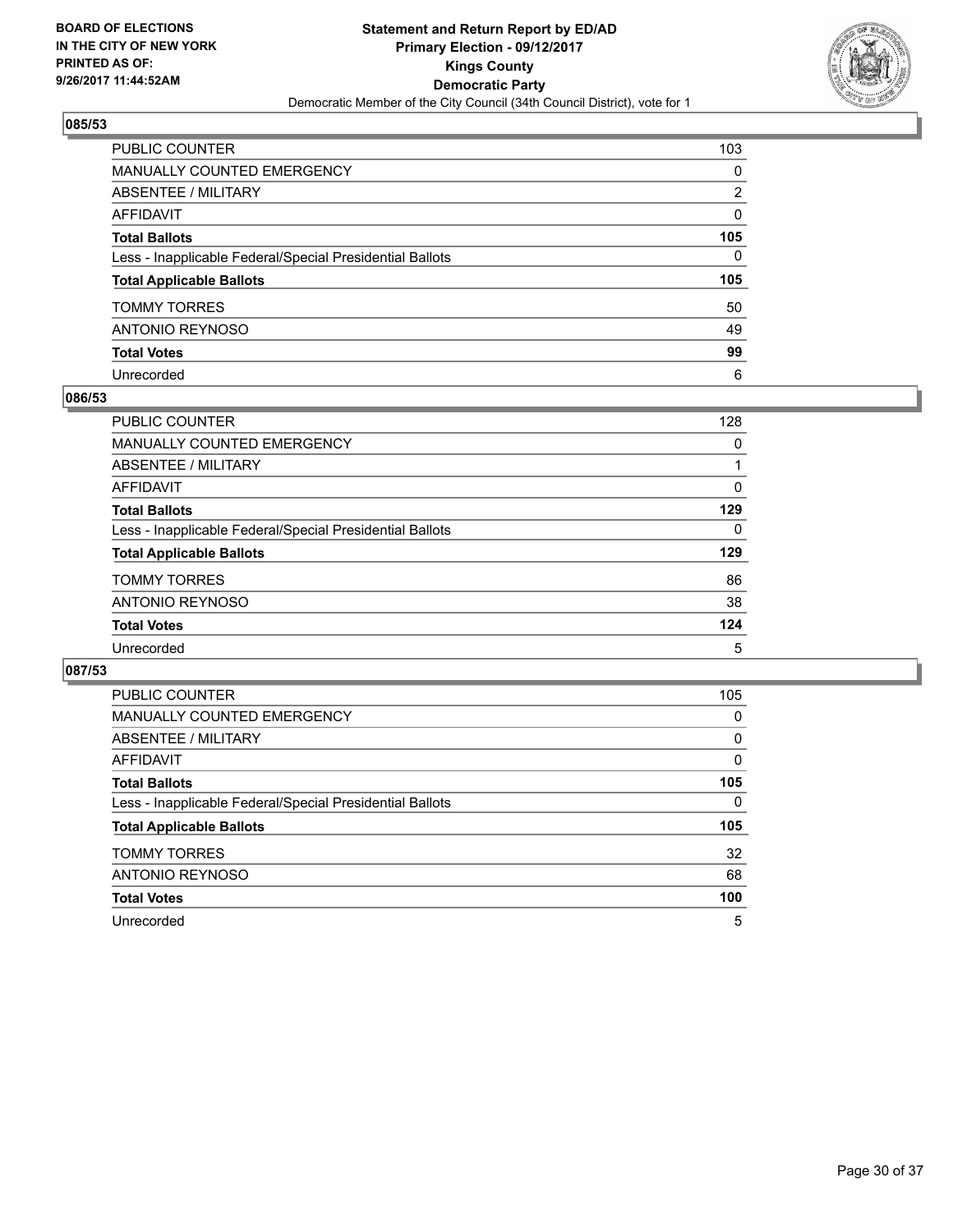**BOARD OF ELECTIONS IN THE CITY OF NEW YORK PRINTED AS OF: 9/26/2017 11:44:52AM**

**Statement and Return Report by ED/AD**
**Primary Election - 09/12/2017**
**Kings County**
**Democratic Party**
Democratic Member of the City Council (34th Council District), vote for 1

## 085/53

| | |
|---|---|
| PUBLIC COUNTER | 103 |
| MANUALLY COUNTED EMERGENCY | 0 |
| ABSENTEE / MILITARY | 2 |
| AFFIDAVIT | 0 |
| **Total Ballots** | **105** |
| Less - Inapplicable Federal/Special Presidential Ballots | 0 |
| **Total Applicable Ballots** | **105** |
| TOMMY TORRES | 50 |
| ANTONIO REYNOSO | 49 |
| **Total Votes** | **99** |
| Unrecorded | 6 |

## 086/53

| | |
|---|---|
| PUBLIC COUNTER | 128 |
| MANUALLY COUNTED EMERGENCY | 0 |
| ABSENTEE / MILITARY | 1 |
| AFFIDAVIT | 0 |
| **Total Ballots** | **129** |
| Less - Inapplicable Federal/Special Presidential Ballots | 0 |
| **Total Applicable Ballots** | **129** |
| TOMMY TORRES | 86 |
| ANTONIO REYNOSO | 38 |
| **Total Votes** | **124** |
| Unrecorded | 5 |

## 087/53

| | |
|---|---|
| PUBLIC COUNTER | 105 |
| MANUALLY COUNTED EMERGENCY | 0 |
| ABSENTEE / MILITARY | 0 |
| AFFIDAVIT | 0 |
| **Total Ballots** | **105** |
| Less - Inapplicable Federal/Special Presidential Ballots | 0 |
| **Total Applicable Ballots** | **105** |
| TOMMY TORRES | 32 |
| ANTONIO REYNOSO | 68 |
| **Total Votes** | **100** |
| Unrecorded | 5 |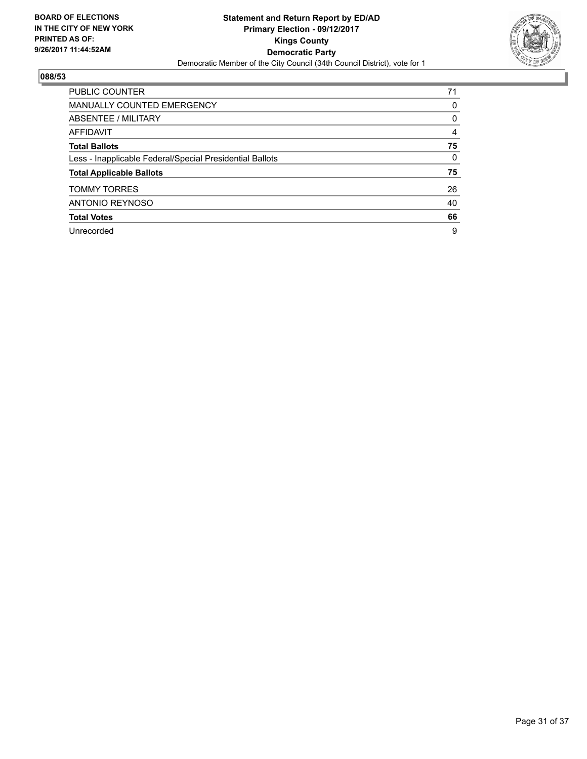**BOARD OF ELECTIONS IN THE CITY OF NEW YORK PRINTED AS OF: 9/26/2017 11:44:52AM**

**Statement and Return Report by ED/AD**
**Primary Election - 09/12/2017**
**Kings County**
**Democratic Party**
Democratic Member of the City Council (34th Council District), vote for 1

**088/53**

| | |
|---|---|
| PUBLIC COUNTER | 71 |
| MANUALLY COUNTED EMERGENCY | 0 |
| ABSENTEE / MILITARY | 0 |
| AFFIDAVIT | 4 |
| **Total Ballots** | **75** |
| Less - Inapplicable Federal/Special Presidential Ballots | 0 |
| **Total Applicable Ballots** | **75** |
| TOMMY TORRES | 26 |
| ANTONIO REYNOSO | 40 |
| **Total Votes** | **66** |
| Unrecorded | 9 |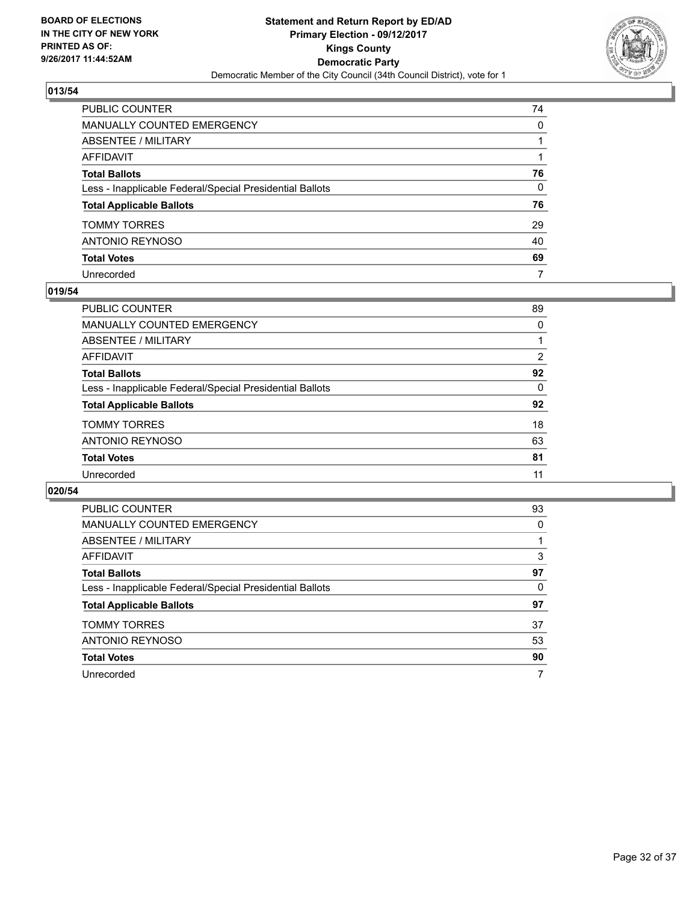BOARD OF ELECTIONS
IN THE CITY OF NEW YORK
PRINTED AS OF:
9/26/2017 11:44:52AM

**Statement and Return Report by ED/AD**
**Primary Election - 09/12/2017**
**Kings County**
**Democratic Party**
Democratic Member of the City Council (34th Council District), vote for 1

### 013/54

| | |
|---|---|
| PUBLIC COUNTER | 74 |
| MANUALLY COUNTED EMERGENCY | 0 |
| ABSENTEE / MILITARY | 1 |
| AFFIDAVIT | 1 |
| **Total Ballots** | **76** |
| Less - Inapplicable Federal/Special Presidential Ballots | 0 |
| **Total Applicable Ballots** | **76** |
| TOMMY TORRES | 29 |
| ANTONIO REYNOSO | 40 |
| **Total Votes** | **69** |
| Unrecorded | 7 |

### 019/54

| | |
|---|---|
| PUBLIC COUNTER | 89 |
| MANUALLY COUNTED EMERGENCY | 0 |
| ABSENTEE / MILITARY | 1 |
| AFFIDAVIT | 2 |
| **Total Ballots** | **92** |
| Less - Inapplicable Federal/Special Presidential Ballots | 0 |
| **Total Applicable Ballots** | **92** |
| TOMMY TORRES | 18 |
| ANTONIO REYNOSO | 63 |
| **Total Votes** | **81** |
| Unrecorded | 11 |

### 020/54

| | |
|---|---|
| PUBLIC COUNTER | 93 |
| MANUALLY COUNTED EMERGENCY | 0 |
| ABSENTEE / MILITARY | 1 |
| AFFIDAVIT | 3 |
| **Total Ballots** | **97** |
| Less - Inapplicable Federal/Special Presidential Ballots | 0 |
| **Total Applicable Ballots** | **97** |
| TOMMY TORRES | 37 |
| ANTONIO REYNOSO | 53 |
| **Total Votes** | **90** |
| Unrecorded | 7 |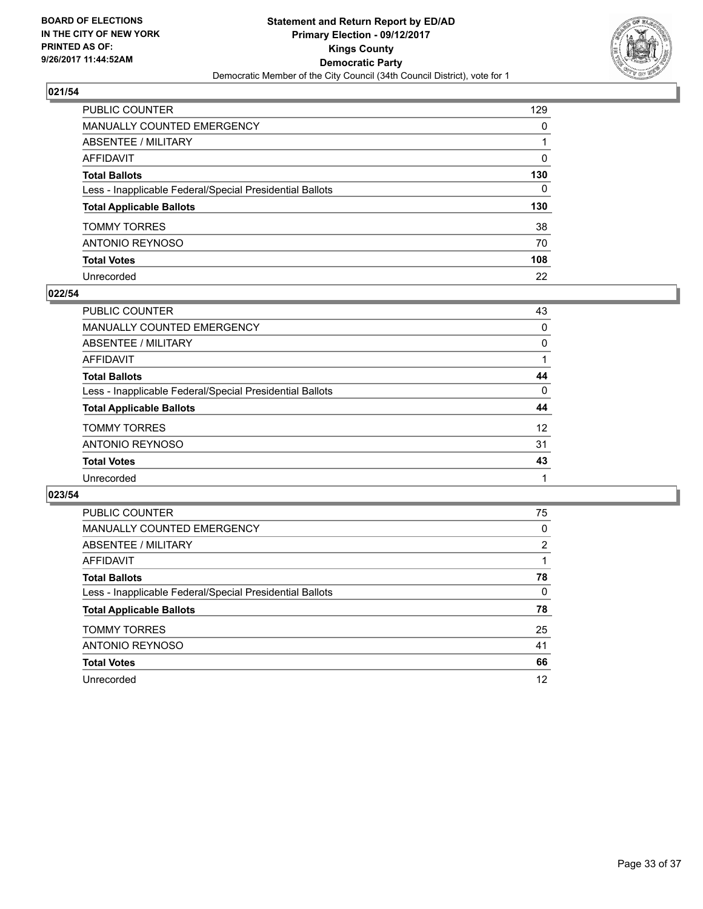BOARD OF ELECTIONS
IN THE CITY OF NEW YORK
PRINTED AS OF:
9/26/2017 11:44:52AM

**Statement and Return Report by ED/AD**
**Primary Election - 09/12/2017**
**Kings County**
**Democratic Party**
Democratic Member of the City Council (34th Council District), vote for 1

## 021/54

| | |
|---|---|
| PUBLIC COUNTER | 129 |
| MANUALLY COUNTED EMERGENCY | 0 |
| ABSENTEE / MILITARY | 1 |
| AFFIDAVIT | 0 |
| **Total Ballots** | **130** |
| Less - Inapplicable Federal/Special Presidential Ballots | 0 |
| **Total Applicable Ballots** | **130** |
| TOMMY TORRES | 38 |
| ANTONIO REYNOSO | 70 |
| **Total Votes** | **108** |
| Unrecorded | 22 |

## 022/54

| | |
|---|---|
| PUBLIC COUNTER | 43 |
| MANUALLY COUNTED EMERGENCY | 0 |
| ABSENTEE / MILITARY | 0 |
| AFFIDAVIT | 1 |
| **Total Ballots** | **44** |
| Less - Inapplicable Federal/Special Presidential Ballots | 0 |
| **Total Applicable Ballots** | **44** |
| TOMMY TORRES | 12 |
| ANTONIO REYNOSO | 31 |
| **Total Votes** | **43** |
| Unrecorded | 1 |

## 023/54

| | |
|---|---|
| PUBLIC COUNTER | 75 |
| MANUALLY COUNTED EMERGENCY | 0 |
| ABSENTEE / MILITARY | 2 |
| AFFIDAVIT | 1 |
| **Total Ballots** | **78** |
| Less - Inapplicable Federal/Special Presidential Ballots | 0 |
| **Total Applicable Ballots** | **78** |
| TOMMY TORRES | 25 |
| ANTONIO REYNOSO | 41 |
| **Total Votes** | **66** |
| Unrecorded | 12 |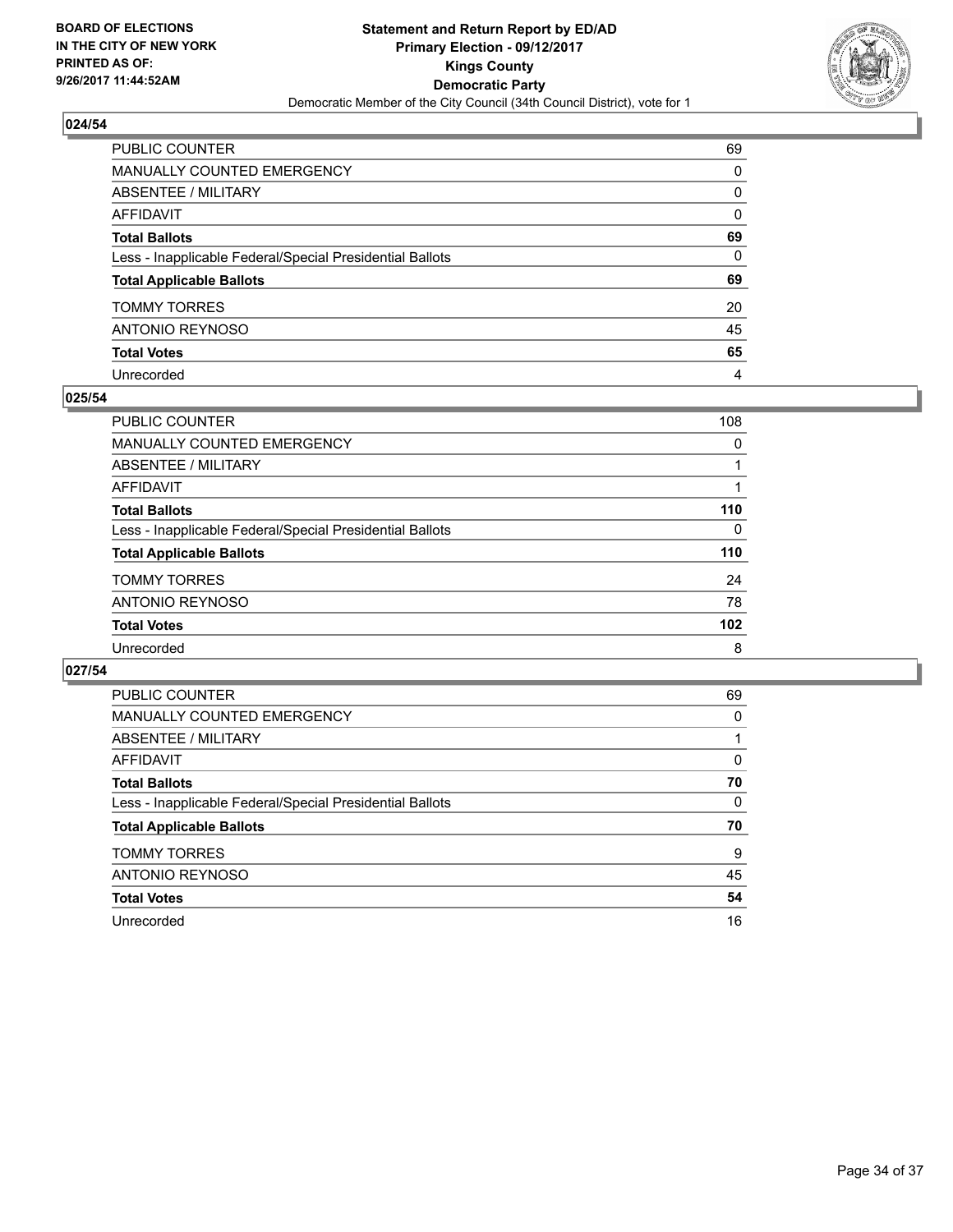**BOARD OF ELECTIONS IN THE CITY OF NEW YORK PRINTED AS OF: 9/26/2017 11:44:52AM**

**Statement and Return Report by ED/AD Primary Election - 09/12/2017 Kings County Democratic Party**
Democratic Member of the City Council (34th Council District), vote for 1

### 024/54

| | |
|---|---|
| PUBLIC COUNTER | 69 |
| MANUALLY COUNTED EMERGENCY | 0 |
| ABSENTEE / MILITARY | 0 |
| AFFIDAVIT | 0 |
| **Total Ballots** | **69** |
| Less - Inapplicable Federal/Special Presidential Ballots | 0 |
| **Total Applicable Ballots** | **69** |
| TOMMY TORRES | 20 |
| ANTONIO REYNOSO | 45 |
| **Total Votes** | **65** |
| Unrecorded | 4 |

### 025/54

| | |
|---|---|
| PUBLIC COUNTER | 108 |
| MANUALLY COUNTED EMERGENCY | 0 |
| ABSENTEE / MILITARY | 1 |
| AFFIDAVIT | 1 |
| **Total Ballots** | **110** |
| Less - Inapplicable Federal/Special Presidential Ballots | 0 |
| **Total Applicable Ballots** | **110** |
| TOMMY TORRES | 24 |
| ANTONIO REYNOSO | 78 |
| **Total Votes** | **102** |
| Unrecorded | 8 |

### 027/54

| | |
|---|---|
| PUBLIC COUNTER | 69 |
| MANUALLY COUNTED EMERGENCY | 0 |
| ABSENTEE / MILITARY | 1 |
| AFFIDAVIT | 0 |
| **Total Ballots** | **70** |
| Less - Inapplicable Federal/Special Presidential Ballots | 0 |
| **Total Applicable Ballots** | **70** |
| TOMMY TORRES | 9 |
| ANTONIO REYNOSO | 45 |
| **Total Votes** | **54** |
| Unrecorded | 16 |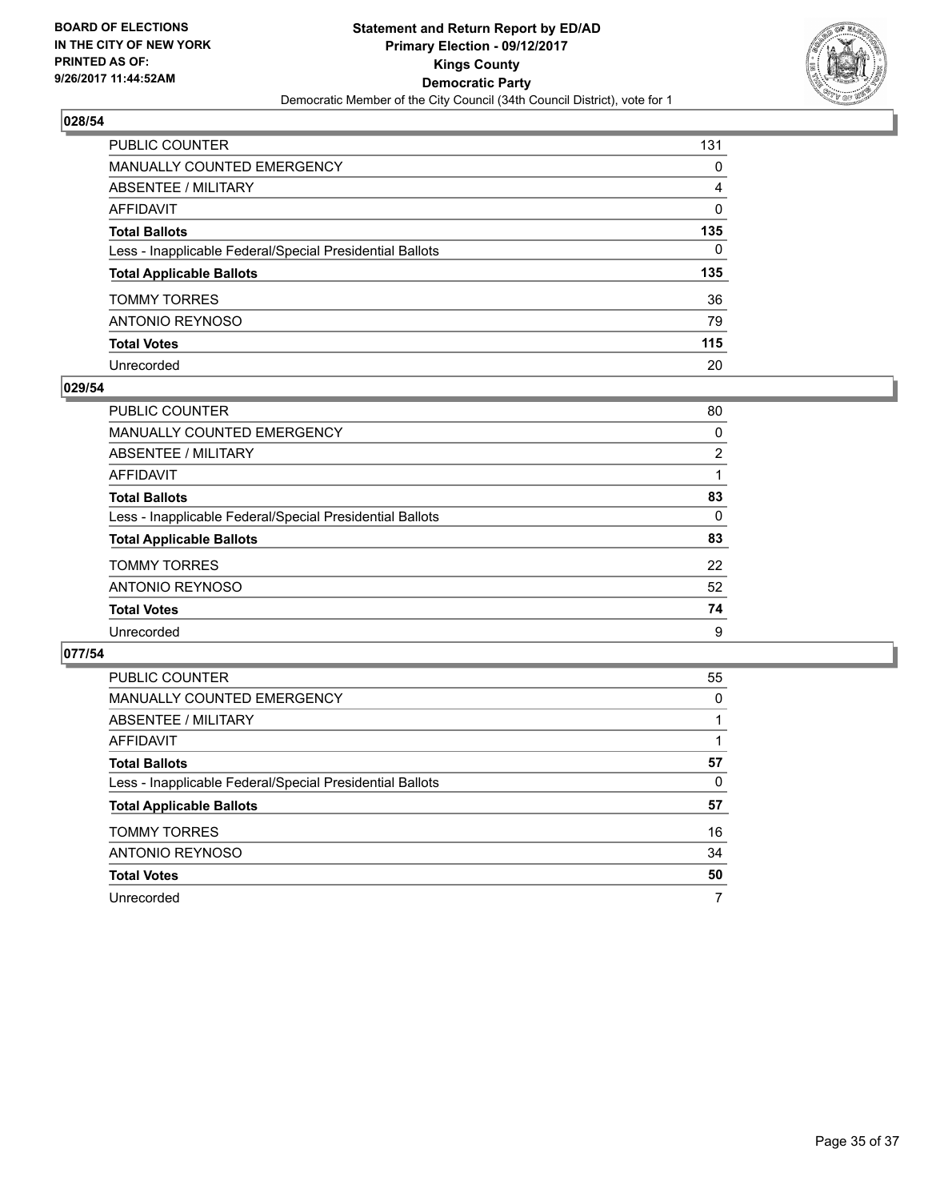BOARD OF ELECTIONS
IN THE CITY OF NEW YORK
PRINTED AS OF:
9/26/2017 11:44:52AM

**Statement and Return Report by ED/AD**
**Primary Election - 09/12/2017**
**Kings County**
**Democratic Party**
Democratic Member of the City Council (34th Council District), vote for 1

### 028/54

| | |
|---|---|
| PUBLIC COUNTER | 131 |
| MANUALLY COUNTED EMERGENCY | 0 |
| ABSENTEE / MILITARY | 4 |
| AFFIDAVIT | 0 |
| **Total Ballots** | **135** |
| Less - Inapplicable Federal/Special Presidential Ballots | 0 |
| **Total Applicable Ballots** | **135** |
| TOMMY TORRES | 36 |
| ANTONIO REYNOSO | 79 |
| **Total Votes** | **115** |
| Unrecorded | 20 |

### 029/54

| | |
|---|---|
| PUBLIC COUNTER | 80 |
| MANUALLY COUNTED EMERGENCY | 0 |
| ABSENTEE / MILITARY | 2 |
| AFFIDAVIT | 1 |
| **Total Ballots** | **83** |
| Less - Inapplicable Federal/Special Presidential Ballots | 0 |
| **Total Applicable Ballots** | **83** |
| TOMMY TORRES | 22 |
| ANTONIO REYNOSO | 52 |
| **Total Votes** | **74** |
| Unrecorded | 9 |

### 077/54

| | |
|---|---|
| PUBLIC COUNTER | 55 |
| MANUALLY COUNTED EMERGENCY | 0 |
| ABSENTEE / MILITARY | 1 |
| AFFIDAVIT | 1 |
| **Total Ballots** | **57** |
| Less - Inapplicable Federal/Special Presidential Ballots | 0 |
| **Total Applicable Ballots** | **57** |
| TOMMY TORRES | 16 |
| ANTONIO REYNOSO | 34 |
| **Total Votes** | **50** |
| Unrecorded | 7 |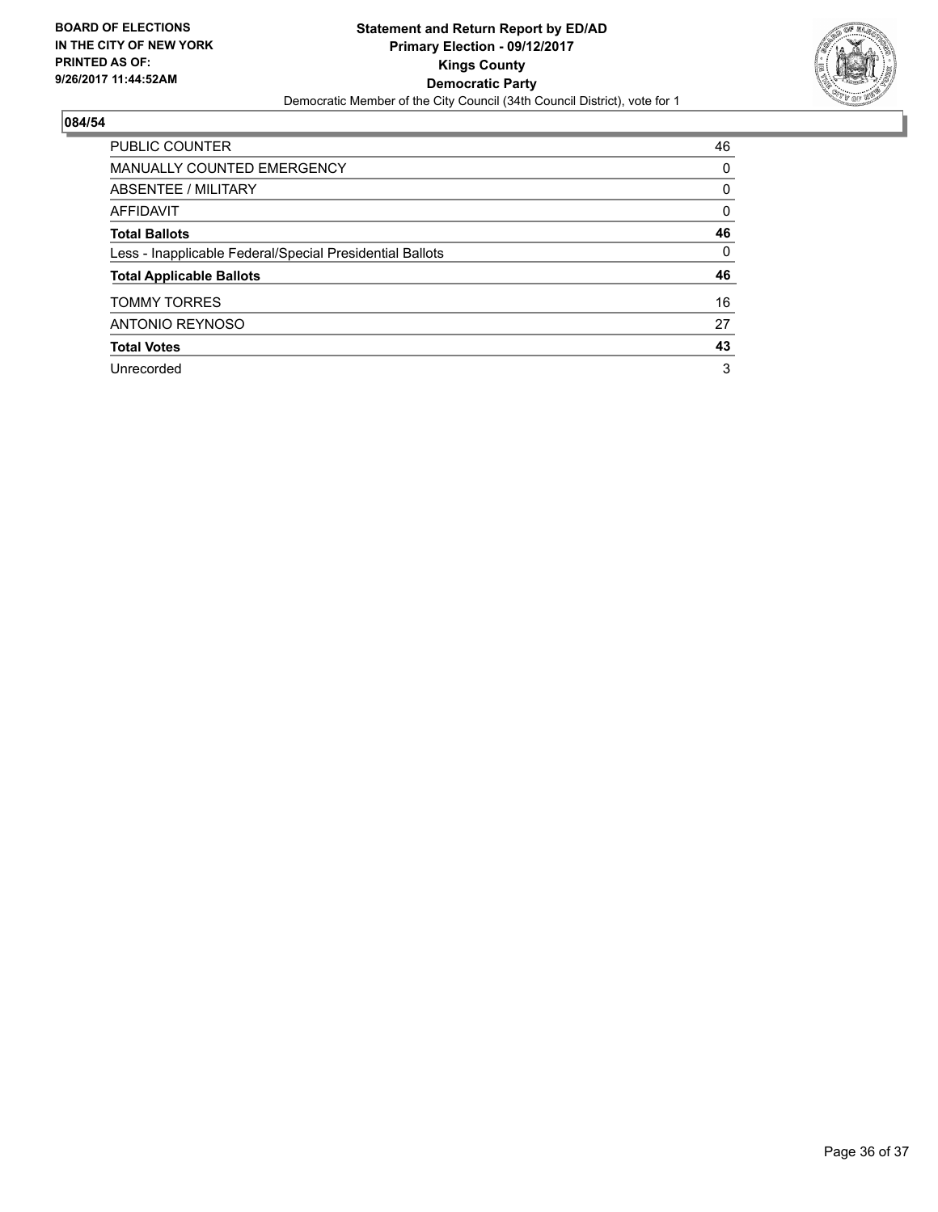**BOARD OF ELECTIONS IN THE CITY OF NEW YORK PRINTED AS OF: 9/26/2017 11:44:52AM**

**Statement and Return Report by ED/AD**
**Primary Election - 09/12/2017**
**Kings County**
**Democratic Party**
Democratic Member of the City Council (34th Council District), vote for 1

## 084/54

| | |
|---|---|
| PUBLIC COUNTER | 46 |
| MANUALLY COUNTED EMERGENCY | 0 |
| ABSENTEE / MILITARY | 0 |
| AFFIDAVIT | 0 |
| **Total Ballots** | **46** |
| Less - Inapplicable Federal/Special Presidential Ballots | 0 |
| **Total Applicable Ballots** | **46** |
| TOMMY TORRES | 16 |
| ANTONIO REYNOSO | 27 |
| **Total Votes** | **43** |
| Unrecorded | 3 |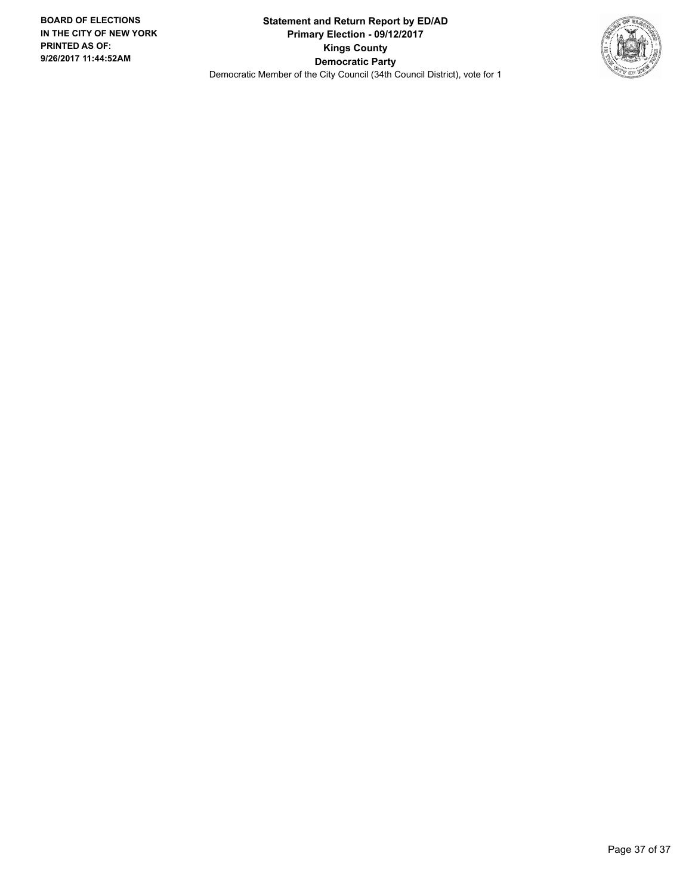**BOARD OF ELECTIONS IN THE CITY OF NEW YORK PRINTED AS OF: 9/26/2017 11:44:52AM**

**Statement and Return Report by ED/AD**
**Primary Election - 09/12/2017**
**Kings County**
**Democratic Party**
Democratic Member of the City Council (34th Council District), vote for 1